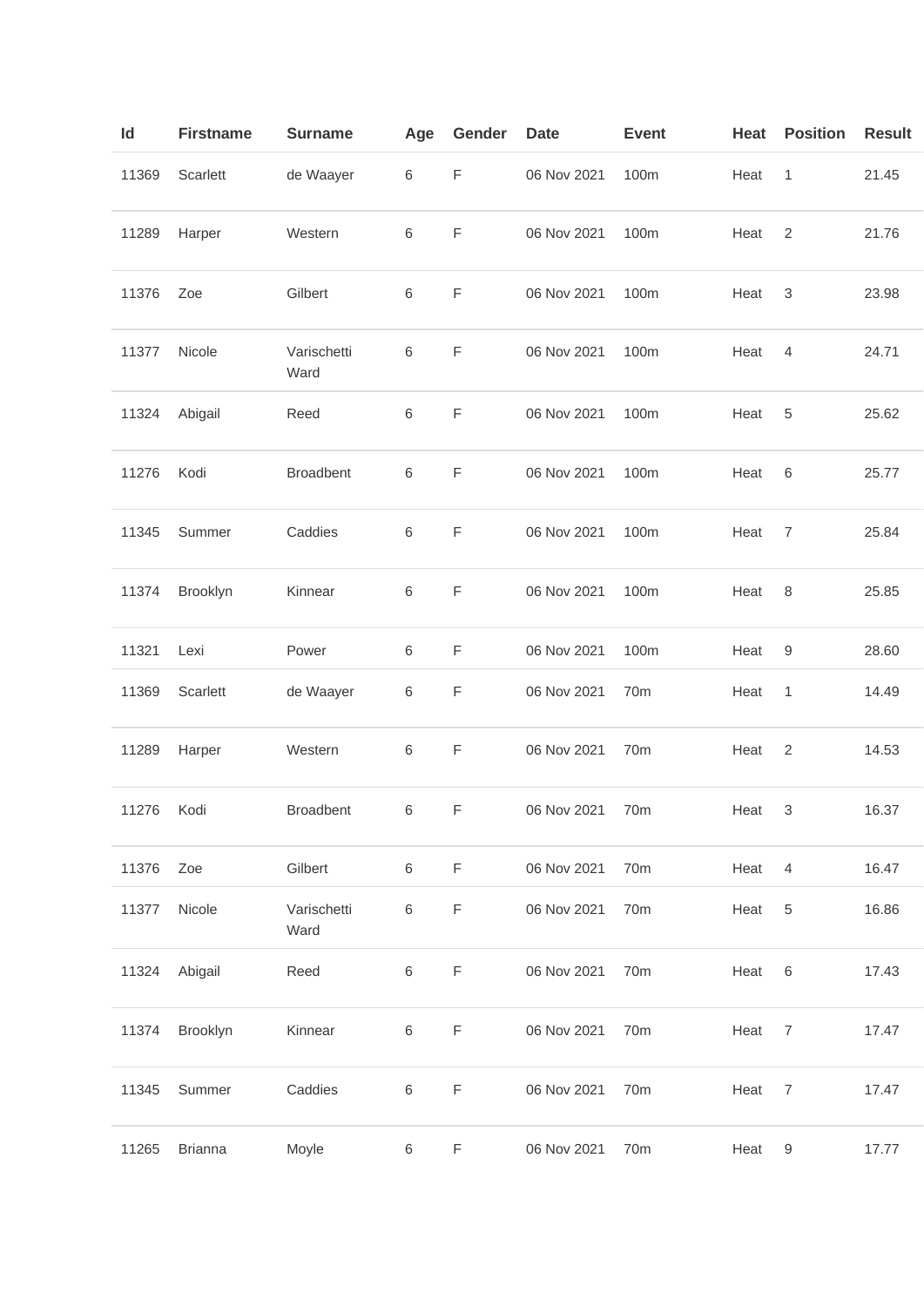| Id | Firstname | Surname | Age | Gender | Date | Event | Heat | Position | Result |
|---|---|---|---|---|---|---|---|---|---|
| 11369 | Scarlett | de Waayer | 6 | F | 06 Nov 2021 | 100m | Heat | 1 | 21.45 |
| 11289 | Harper | Western | 6 | F | 06 Nov 2021 | 100m | Heat | 2 | 21.76 |
| 11376 | Zoe | Gilbert | 6 | F | 06 Nov 2021 | 100m | Heat | 3 | 23.98 |
| 11377 | Nicole | Varischetti Ward | 6 | F | 06 Nov 2021 | 100m | Heat | 4 | 24.71 |
| 11324 | Abigail | Reed | 6 | F | 06 Nov 2021 | 100m | Heat | 5 | 25.62 |
| 11276 | Kodi | Broadbent | 6 | F | 06 Nov 2021 | 100m | Heat | 6 | 25.77 |
| 11345 | Summer | Caddies | 6 | F | 06 Nov 2021 | 100m | Heat | 7 | 25.84 |
| 11374 | Brooklyn | Kinnear | 6 | F | 06 Nov 2021 | 100m | Heat | 8 | 25.85 |
| 11321 | Lexi | Power | 6 | F | 06 Nov 2021 | 100m | Heat | 9 | 28.60 |
| 11369 | Scarlett | de Waayer | 6 | F | 06 Nov 2021 | 70m | Heat | 1 | 14.49 |
| 11289 | Harper | Western | 6 | F | 06 Nov 2021 | 70m | Heat | 2 | 14.53 |
| 11276 | Kodi | Broadbent | 6 | F | 06 Nov 2021 | 70m | Heat | 3 | 16.37 |
| 11376 | Zoe | Gilbert | 6 | F | 06 Nov 2021 | 70m | Heat | 4 | 16.47 |
| 11377 | Nicole | Varischetti Ward | 6 | F | 06 Nov 2021 | 70m | Heat | 5 | 16.86 |
| 11324 | Abigail | Reed | 6 | F | 06 Nov 2021 | 70m | Heat | 6 | 17.43 |
| 11374 | Brooklyn | Kinnear | 6 | F | 06 Nov 2021 | 70m | Heat | 7 | 17.47 |
| 11345 | Summer | Caddies | 6 | F | 06 Nov 2021 | 70m | Heat | 7 | 17.47 |
| 11265 | Brianna | Moyle | 6 | F | 06 Nov 2021 | 70m | Heat | 9 | 17.77 |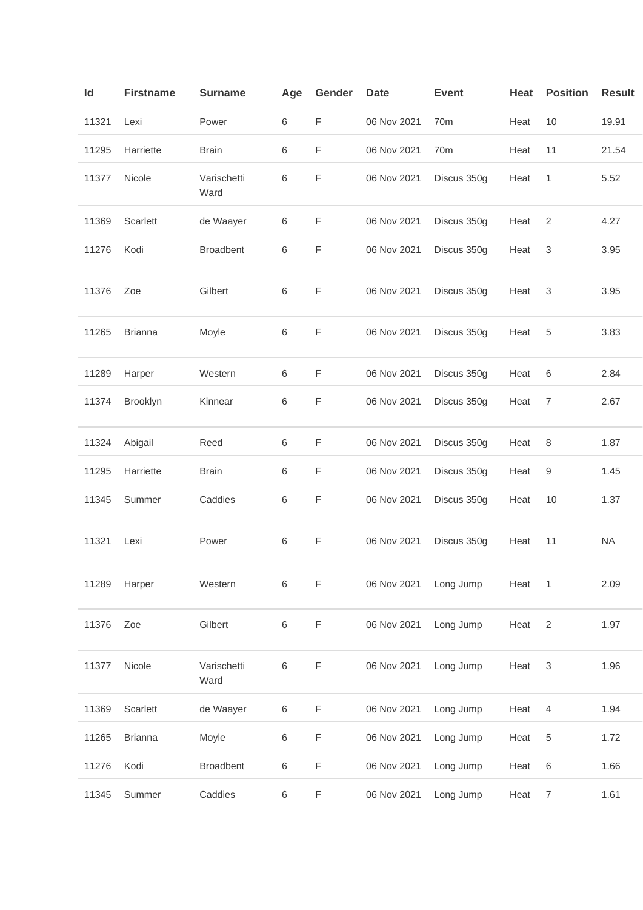| Id | Firstname | Surname | Age | Gender | Date | Event | Heat | Position | Result |
| --- | --- | --- | --- | --- | --- | --- | --- | --- | --- |
| 11321 | Lexi | Power | 6 | F | 06 Nov 2021 | 70m | Heat | 10 | 19.91 |
| 11295 | Harriette | Brain | 6 | F | 06 Nov 2021 | 70m | Heat | 11 | 21.54 |
| 11377 | Nicole | Varischetti Ward | 6 | F | 06 Nov 2021 | Discus 350g | Heat | 1 | 5.52 |
| 11369 | Scarlett | de Waayer | 6 | F | 06 Nov 2021 | Discus 350g | Heat | 2 | 4.27 |
| 11276 | Kodi | Broadbent | 6 | F | 06 Nov 2021 | Discus 350g | Heat | 3 | 3.95 |
| 11376 | Zoe | Gilbert | 6 | F | 06 Nov 2021 | Discus 350g | Heat | 3 | 3.95 |
| 11265 | Brianna | Moyle | 6 | F | 06 Nov 2021 | Discus 350g | Heat | 5 | 3.83 |
| 11289 | Harper | Western | 6 | F | 06 Nov 2021 | Discus 350g | Heat | 6 | 2.84 |
| 11374 | Brooklyn | Kinnear | 6 | F | 06 Nov 2021 | Discus 350g | Heat | 7 | 2.67 |
| 11324 | Abigail | Reed | 6 | F | 06 Nov 2021 | Discus 350g | Heat | 8 | 1.87 |
| 11295 | Harriette | Brain | 6 | F | 06 Nov 2021 | Discus 350g | Heat | 9 | 1.45 |
| 11345 | Summer | Caddies | 6 | F | 06 Nov 2021 | Discus 350g | Heat | 10 | 1.37 |
| 11321 | Lexi | Power | 6 | F | 06 Nov 2021 | Discus 350g | Heat | 11 | NA |
| 11289 | Harper | Western | 6 | F | 06 Nov 2021 | Long Jump | Heat | 1 | 2.09 |
| 11376 | Zoe | Gilbert | 6 | F | 06 Nov 2021 | Long Jump | Heat | 2 | 1.97 |
| 11377 | Nicole | Varischetti Ward | 6 | F | 06 Nov 2021 | Long Jump | Heat | 3 | 1.96 |
| 11369 | Scarlett | de Waayer | 6 | F | 06 Nov 2021 | Long Jump | Heat | 4 | 1.94 |
| 11265 | Brianna | Moyle | 6 | F | 06 Nov 2021 | Long Jump | Heat | 5 | 1.72 |
| 11276 | Kodi | Broadbent | 6 | F | 06 Nov 2021 | Long Jump | Heat | 6 | 1.66 |
| 11345 | Summer | Caddies | 6 | F | 06 Nov 2021 | Long Jump | Heat | 7 | 1.61 |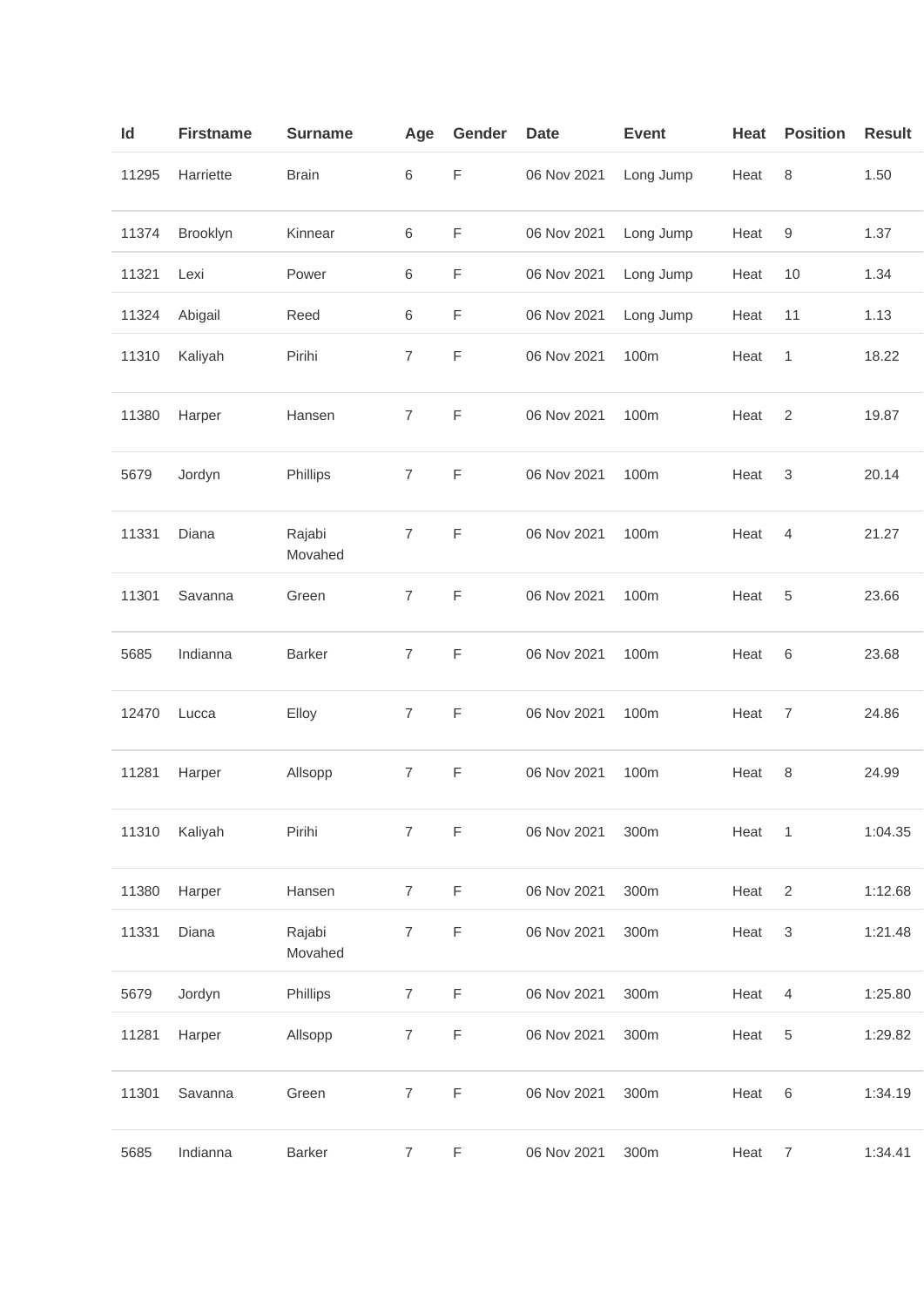| Id | Firstname | Surname | Age | Gender | Date | Event | Heat | Position | Result |
|---|---|---|---|---|---|---|---|---|---|
| 11295 | Harriette | Brain | 6 | F | 06 Nov 2021 | Long Jump | Heat | 8 | 1.50 |
| 11374 | Brooklyn | Kinnear | 6 | F | 06 Nov 2021 | Long Jump | Heat | 9 | 1.37 |
| 11321 | Lexi | Power | 6 | F | 06 Nov 2021 | Long Jump | Heat | 10 | 1.34 |
| 11324 | Abigail | Reed | 6 | F | 06 Nov 2021 | Long Jump | Heat | 11 | 1.13 |
| 11310 | Kaliyah | Pirihi | 7 | F | 06 Nov 2021 | 100m | Heat | 1 | 18.22 |
| 11380 | Harper | Hansen | 7 | F | 06 Nov 2021 | 100m | Heat | 2 | 19.87 |
| 5679 | Jordyn | Phillips | 7 | F | 06 Nov 2021 | 100m | Heat | 3 | 20.14 |
| 11331 | Diana | Rajabi Movahed | 7 | F | 06 Nov 2021 | 100m | Heat | 4 | 21.27 |
| 11301 | Savanna | Green | 7 | F | 06 Nov 2021 | 100m | Heat | 5 | 23.66 |
| 5685 | Indianna | Barker | 7 | F | 06 Nov 2021 | 100m | Heat | 6 | 23.68 |
| 12470 | Lucca | Elloy | 7 | F | 06 Nov 2021 | 100m | Heat | 7 | 24.86 |
| 11281 | Harper | Allsopp | 7 | F | 06 Nov 2021 | 100m | Heat | 8 | 24.99 |
| 11310 | Kaliyah | Pirihi | 7 | F | 06 Nov 2021 | 300m | Heat | 1 | 1:04.35 |
| 11380 | Harper | Hansen | 7 | F | 06 Nov 2021 | 300m | Heat | 2 | 1:12.68 |
| 11331 | Diana | Rajabi Movahed | 7 | F | 06 Nov 2021 | 300m | Heat | 3 | 1:21.48 |
| 5679 | Jordyn | Phillips | 7 | F | 06 Nov 2021 | 300m | Heat | 4 | 1:25.80 |
| 11281 | Harper | Allsopp | 7 | F | 06 Nov 2021 | 300m | Heat | 5 | 1:29.82 |
| 11301 | Savanna | Green | 7 | F | 06 Nov 2021 | 300m | Heat | 6 | 1:34.19 |
| 5685 | Indianna | Barker | 7 | F | 06 Nov 2021 | 300m | Heat | 7 | 1:34.41 |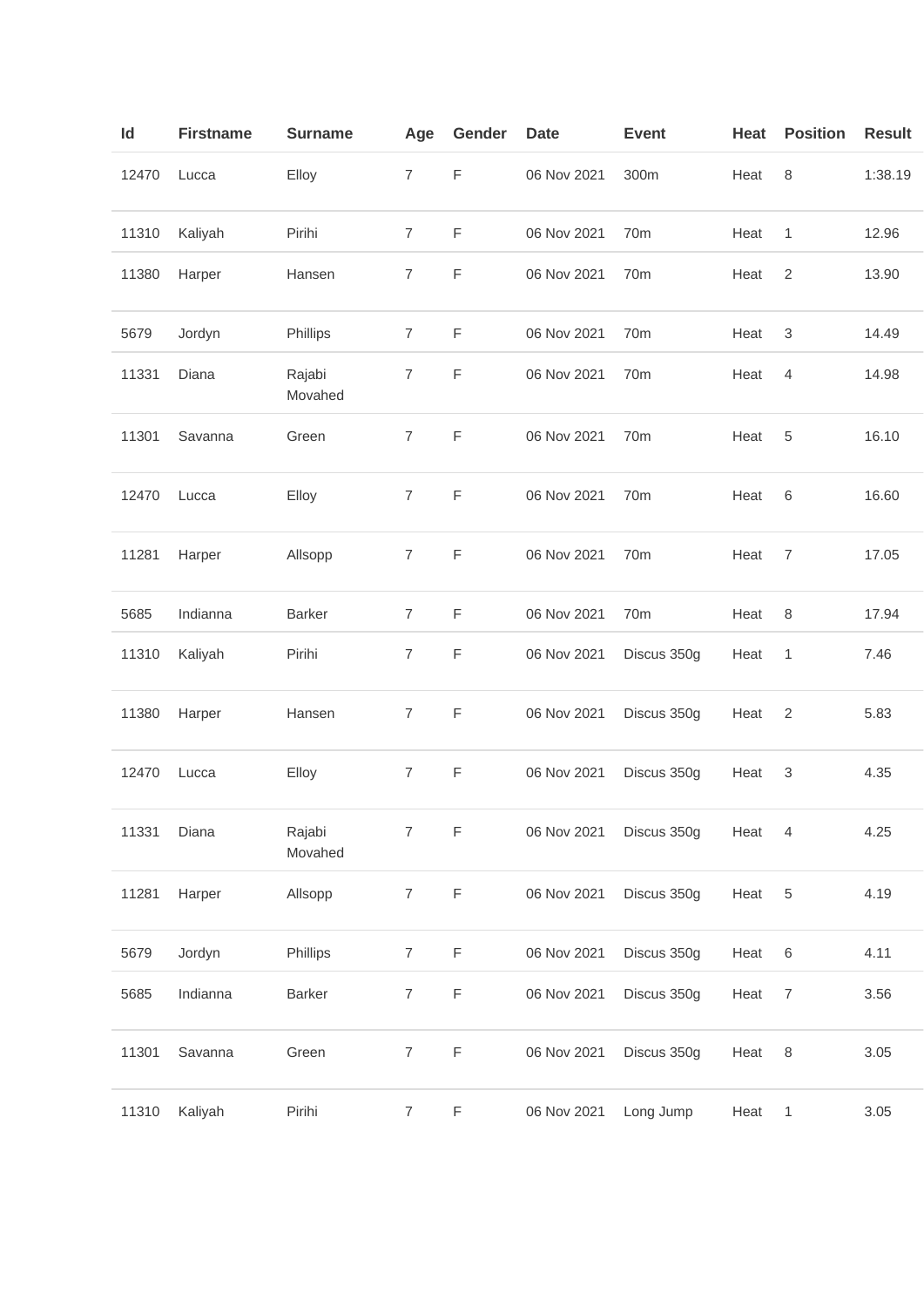| Id | Firstname | Surname | Age | Gender | Date | Event | Heat | Position | Result |
|---|---|---|---|---|---|---|---|---|---|
| 12470 | Lucca | Elloy | 7 | F | 06 Nov 2021 | 300m | Heat | 8 | 1:38.19 |
| 11310 | Kaliyah | Pirihi | 7 | F | 06 Nov 2021 | 70m | Heat | 1 | 12.96 |
| 11380 | Harper | Hansen | 7 | F | 06 Nov 2021 | 70m | Heat | 2 | 13.90 |
| 5679 | Jordyn | Phillips | 7 | F | 06 Nov 2021 | 70m | Heat | 3 | 14.49 |
| 11331 | Diana | Rajabi Movahed | 7 | F | 06 Nov 2021 | 70m | Heat | 4 | 14.98 |
| 11301 | Savanna | Green | 7 | F | 06 Nov 2021 | 70m | Heat | 5 | 16.10 |
| 12470 | Lucca | Elloy | 7 | F | 06 Nov 2021 | 70m | Heat | 6 | 16.60 |
| 11281 | Harper | Allsopp | 7 | F | 06 Nov 2021 | 70m | Heat | 7 | 17.05 |
| 5685 | Indianna | Barker | 7 | F | 06 Nov 2021 | 70m | Heat | 8 | 17.94 |
| 11310 | Kaliyah | Pirihi | 7 | F | 06 Nov 2021 | Discus 350g | Heat | 1 | 7.46 |
| 11380 | Harper | Hansen | 7 | F | 06 Nov 2021 | Discus 350g | Heat | 2 | 5.83 |
| 12470 | Lucca | Elloy | 7 | F | 06 Nov 2021 | Discus 350g | Heat | 3 | 4.35 |
| 11331 | Diana | Rajabi Movahed | 7 | F | 06 Nov 2021 | Discus 350g | Heat | 4 | 4.25 |
| 11281 | Harper | Allsopp | 7 | F | 06 Nov 2021 | Discus 350g | Heat | 5 | 4.19 |
| 5679 | Jordyn | Phillips | 7 | F | 06 Nov 2021 | Discus 350g | Heat | 6 | 4.11 |
| 5685 | Indianna | Barker | 7 | F | 06 Nov 2021 | Discus 350g | Heat | 7 | 3.56 |
| 11301 | Savanna | Green | 7 | F | 06 Nov 2021 | Discus 350g | Heat | 8 | 3.05 |
| 11310 | Kaliyah | Pirihi | 7 | F | 06 Nov 2021 | Long Jump | Heat | 1 | 3.05 |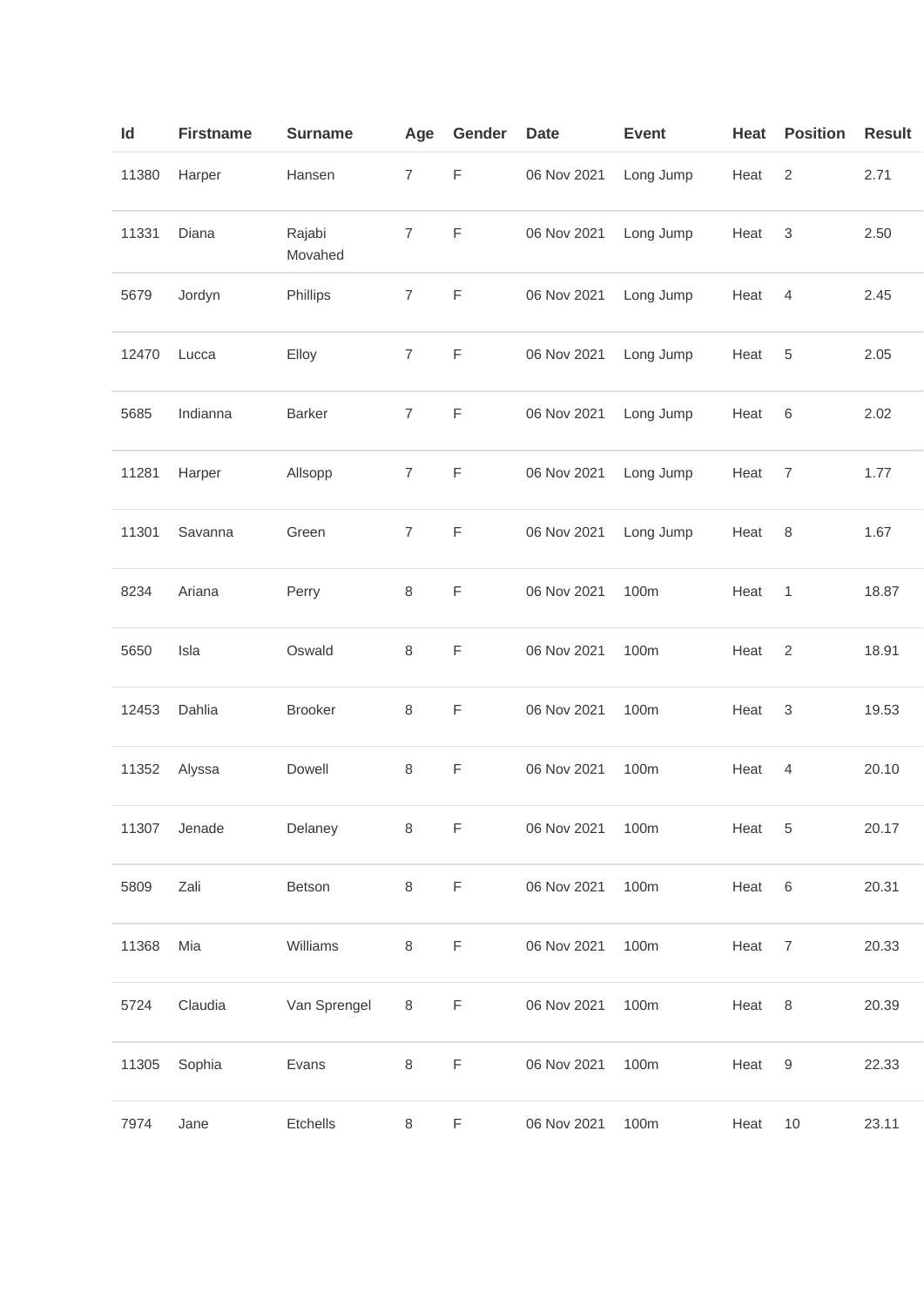| Id | Firstname | Surname | Age | Gender | Date | Event | Heat | Position | Result |
|---|---|---|---|---|---|---|---|---|---|
| 11380 | Harper | Hansen | 7 | F | 06 Nov 2021 | Long Jump | Heat | 2 | 2.71 |
| 11331 | Diana | Rajabi Movahed | 7 | F | 06 Nov 2021 | Long Jump | Heat | 3 | 2.50 |
| 5679 | Jordyn | Phillips | 7 | F | 06 Nov 2021 | Long Jump | Heat | 4 | 2.45 |
| 12470 | Lucca | Elloy | 7 | F | 06 Nov 2021 | Long Jump | Heat | 5 | 2.05 |
| 5685 | Indianna | Barker | 7 | F | 06 Nov 2021 | Long Jump | Heat | 6 | 2.02 |
| 11281 | Harper | Allsopp | 7 | F | 06 Nov 2021 | Long Jump | Heat | 7 | 1.77 |
| 11301 | Savanna | Green | 7 | F | 06 Nov 2021 | Long Jump | Heat | 8 | 1.67 |
| 8234 | Ariana | Perry | 8 | F | 06 Nov 2021 | 100m | Heat | 1 | 18.87 |
| 5650 | Isla | Oswald | 8 | F | 06 Nov 2021 | 100m | Heat | 2 | 18.91 |
| 12453 | Dahlia | Brooker | 8 | F | 06 Nov 2021 | 100m | Heat | 3 | 19.53 |
| 11352 | Alyssa | Dowell | 8 | F | 06 Nov 2021 | 100m | Heat | 4 | 20.10 |
| 11307 | Jenade | Delaney | 8 | F | 06 Nov 2021 | 100m | Heat | 5 | 20.17 |
| 5809 | Zali | Betson | 8 | F | 06 Nov 2021 | 100m | Heat | 6 | 20.31 |
| 11368 | Mia | Williams | 8 | F | 06 Nov 2021 | 100m | Heat | 7 | 20.33 |
| 5724 | Claudia | Van Sprengel | 8 | F | 06 Nov 2021 | 100m | Heat | 8 | 20.39 |
| 11305 | Sophia | Evans | 8 | F | 06 Nov 2021 | 100m | Heat | 9 | 22.33 |
| 7974 | Jane | Etchells | 8 | F | 06 Nov 2021 | 100m | Heat | 10 | 23.11 |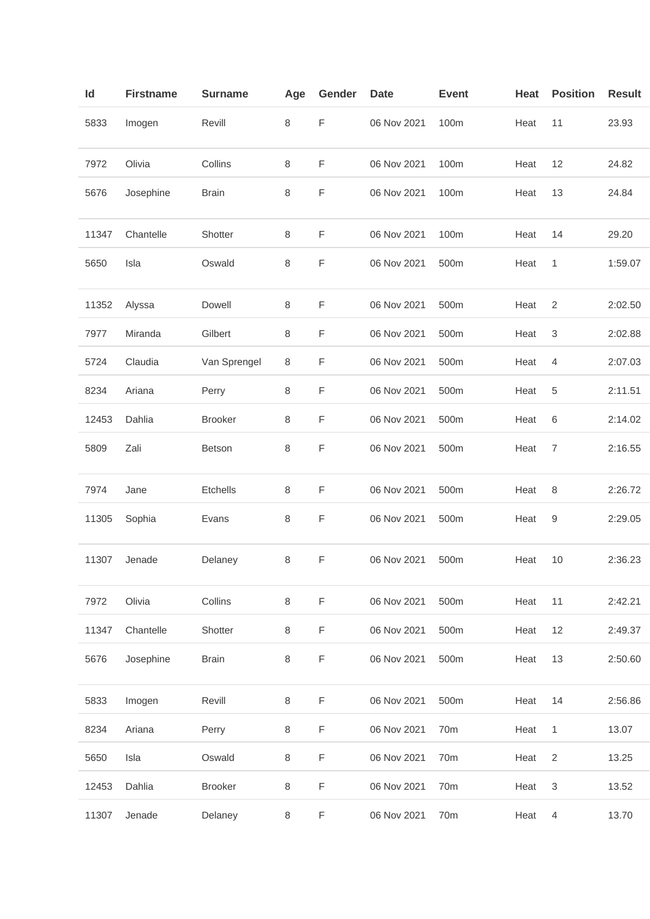| Id | Firstname | Surname | Age | Gender | Date | Event | Heat | Position | Result |
|---|---|---|---|---|---|---|---|---|---|
| 5833 | Imogen | Revill | 8 | F | 06 Nov 2021 | 100m | Heat | 11 | 23.93 |
| 7972 | Olivia | Collins | 8 | F | 06 Nov 2021 | 100m | Heat | 12 | 24.82 |
| 5676 | Josephine | Brain | 8 | F | 06 Nov 2021 | 100m | Heat | 13 | 24.84 |
| 11347 | Chantelle | Shotter | 8 | F | 06 Nov 2021 | 100m | Heat | 14 | 29.20 |
| 5650 | Isla | Oswald | 8 | F | 06 Nov 2021 | 500m | Heat | 1 | 1:59.07 |
| 11352 | Alyssa | Dowell | 8 | F | 06 Nov 2021 | 500m | Heat | 2 | 2:02.50 |
| 7977 | Miranda | Gilbert | 8 | F | 06 Nov 2021 | 500m | Heat | 3 | 2:02.88 |
| 5724 | Claudia | Van Sprengel | 8 | F | 06 Nov 2021 | 500m | Heat | 4 | 2:07.03 |
| 8234 | Ariana | Perry | 8 | F | 06 Nov 2021 | 500m | Heat | 5 | 2:11.51 |
| 12453 | Dahlia | Brooker | 8 | F | 06 Nov 2021 | 500m | Heat | 6 | 2:14.02 |
| 5809 | Zali | Betson | 8 | F | 06 Nov 2021 | 500m | Heat | 7 | 2:16.55 |
| 7974 | Jane | Etchells | 8 | F | 06 Nov 2021 | 500m | Heat | 8 | 2:26.72 |
| 11305 | Sophia | Evans | 8 | F | 06 Nov 2021 | 500m | Heat | 9 | 2:29.05 |
| 11307 | Jenade | Delaney | 8 | F | 06 Nov 2021 | 500m | Heat | 10 | 2:36.23 |
| 7972 | Olivia | Collins | 8 | F | 06 Nov 2021 | 500m | Heat | 11 | 2:42.21 |
| 11347 | Chantelle | Shotter | 8 | F | 06 Nov 2021 | 500m | Heat | 12 | 2:49.37 |
| 5676 | Josephine | Brain | 8 | F | 06 Nov 2021 | 500m | Heat | 13 | 2:50.60 |
| 5833 | Imogen | Revill | 8 | F | 06 Nov 2021 | 500m | Heat | 14 | 2:56.86 |
| 8234 | Ariana | Perry | 8 | F | 06 Nov 2021 | 70m | Heat | 1 | 13.07 |
| 5650 | Isla | Oswald | 8 | F | 06 Nov 2021 | 70m | Heat | 2 | 13.25 |
| 12453 | Dahlia | Brooker | 8 | F | 06 Nov 2021 | 70m | Heat | 3 | 13.52 |
| 11307 | Jenade | Delaney | 8 | F | 06 Nov 2021 | 70m | Heat | 4 | 13.70 |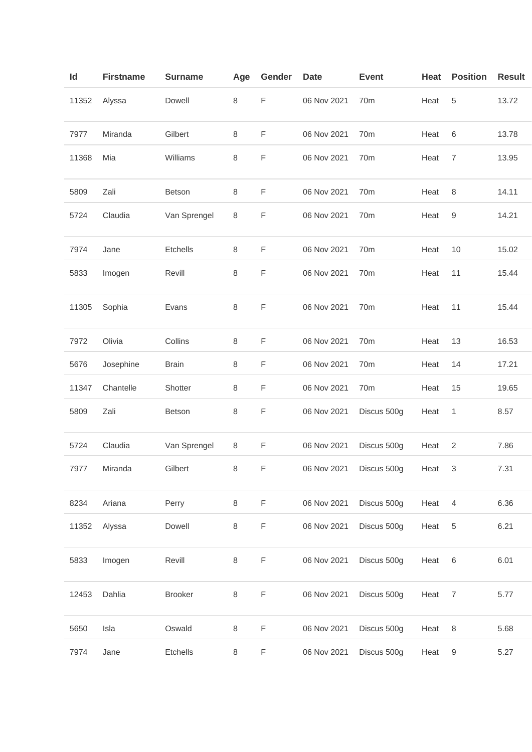| Id | Firstname | Surname | Age | Gender | Date | Event | Heat | Position | Result |
|---|---|---|---|---|---|---|---|---|---|
| 11352 | Alyssa | Dowell | 8 | F | 06 Nov 2021 | 70m | Heat | 5 | 13.72 |
| 7977 | Miranda | Gilbert | 8 | F | 06 Nov 2021 | 70m | Heat | 6 | 13.78 |
| 11368 | Mia | Williams | 8 | F | 06 Nov 2021 | 70m | Heat | 7 | 13.95 |
| 5809 | Zali | Betson | 8 | F | 06 Nov 2021 | 70m | Heat | 8 | 14.11 |
| 5724 | Claudia | Van Sprengel | 8 | F | 06 Nov 2021 | 70m | Heat | 9 | 14.21 |
| 7974 | Jane | Etchells | 8 | F | 06 Nov 2021 | 70m | Heat | 10 | 15.02 |
| 5833 | Imogen | Revill | 8 | F | 06 Nov 2021 | 70m | Heat | 11 | 15.44 |
| 11305 | Sophia | Evans | 8 | F | 06 Nov 2021 | 70m | Heat | 11 | 15.44 |
| 7972 | Olivia | Collins | 8 | F | 06 Nov 2021 | 70m | Heat | 13 | 16.53 |
| 5676 | Josephine | Brain | 8 | F | 06 Nov 2021 | 70m | Heat | 14 | 17.21 |
| 11347 | Chantelle | Shotter | 8 | F | 06 Nov 2021 | 70m | Heat | 15 | 19.65 |
| 5809 | Zali | Betson | 8 | F | 06 Nov 2021 | Discus 500g | Heat | 1 | 8.57 |
| 5724 | Claudia | Van Sprengel | 8 | F | 06 Nov 2021 | Discus 500g | Heat | 2 | 7.86 |
| 7977 | Miranda | Gilbert | 8 | F | 06 Nov 2021 | Discus 500g | Heat | 3 | 7.31 |
| 8234 | Ariana | Perry | 8 | F | 06 Nov 2021 | Discus 500g | Heat | 4 | 6.36 |
| 11352 | Alyssa | Dowell | 8 | F | 06 Nov 2021 | Discus 500g | Heat | 5 | 6.21 |
| 5833 | Imogen | Revill | 8 | F | 06 Nov 2021 | Discus 500g | Heat | 6 | 6.01 |
| 12453 | Dahlia | Brooker | 8 | F | 06 Nov 2021 | Discus 500g | Heat | 7 | 5.77 |
| 5650 | Isla | Oswald | 8 | F | 06 Nov 2021 | Discus 500g | Heat | 8 | 5.68 |
| 7974 | Jane | Etchells | 8 | F | 06 Nov 2021 | Discus 500g | Heat | 9 | 5.27 |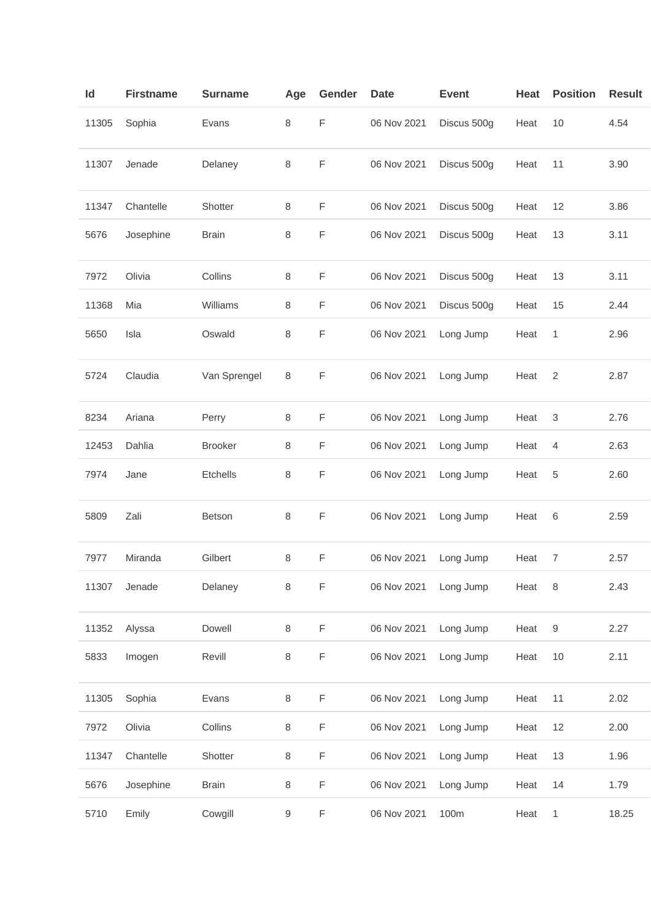| Id | Firstname | Surname | Age | Gender | Date | Event | Heat | Position | Result |
|---|---|---|---|---|---|---|---|---|---|
| 11305 | Sophia | Evans | 8 | F | 06 Nov 2021 | Discus 500g | Heat | 10 | 4.54 |
| 11307 | Jenade | Delaney | 8 | F | 06 Nov 2021 | Discus 500g | Heat | 11 | 3.90 |
| 11347 | Chantelle | Shotter | 8 | F | 06 Nov 2021 | Discus 500g | Heat | 12 | 3.86 |
| 5676 | Josephine | Brain | 8 | F | 06 Nov 2021 | Discus 500g | Heat | 13 | 3.11 |
| 7972 | Olivia | Collins | 8 | F | 06 Nov 2021 | Discus 500g | Heat | 13 | 3.11 |
| 11368 | Mia | Williams | 8 | F | 06 Nov 2021 | Discus 500g | Heat | 15 | 2.44 |
| 5650 | Isla | Oswald | 8 | F | 06 Nov 2021 | Long Jump | Heat | 1 | 2.96 |
| 5724 | Claudia | Van Sprengel | 8 | F | 06 Nov 2021 | Long Jump | Heat | 2 | 2.87 |
| 8234 | Ariana | Perry | 8 | F | 06 Nov 2021 | Long Jump | Heat | 3 | 2.76 |
| 12453 | Dahlia | Brooker | 8 | F | 06 Nov 2021 | Long Jump | Heat | 4 | 2.63 |
| 7974 | Jane | Etchells | 8 | F | 06 Nov 2021 | Long Jump | Heat | 5 | 2.60 |
| 5809 | Zali | Betson | 8 | F | 06 Nov 2021 | Long Jump | Heat | 6 | 2.59 |
| 7977 | Miranda | Gilbert | 8 | F | 06 Nov 2021 | Long Jump | Heat | 7 | 2.57 |
| 11307 | Jenade | Delaney | 8 | F | 06 Nov 2021 | Long Jump | Heat | 8 | 2.43 |
| 11352 | Alyssa | Dowell | 8 | F | 06 Nov 2021 | Long Jump | Heat | 9 | 2.27 |
| 5833 | Imogen | Revill | 8 | F | 06 Nov 2021 | Long Jump | Heat | 10 | 2.11 |
| 11305 | Sophia | Evans | 8 | F | 06 Nov 2021 | Long Jump | Heat | 11 | 2.02 |
| 7972 | Olivia | Collins | 8 | F | 06 Nov 2021 | Long Jump | Heat | 12 | 2.00 |
| 11347 | Chantelle | Shotter | 8 | F | 06 Nov 2021 | Long Jump | Heat | 13 | 1.96 |
| 5676 | Josephine | Brain | 8 | F | 06 Nov 2021 | Long Jump | Heat | 14 | 1.79 |
| 5710 | Emily | Cowgill | 9 | F | 06 Nov 2021 | 100m | Heat | 1 | 18.25 |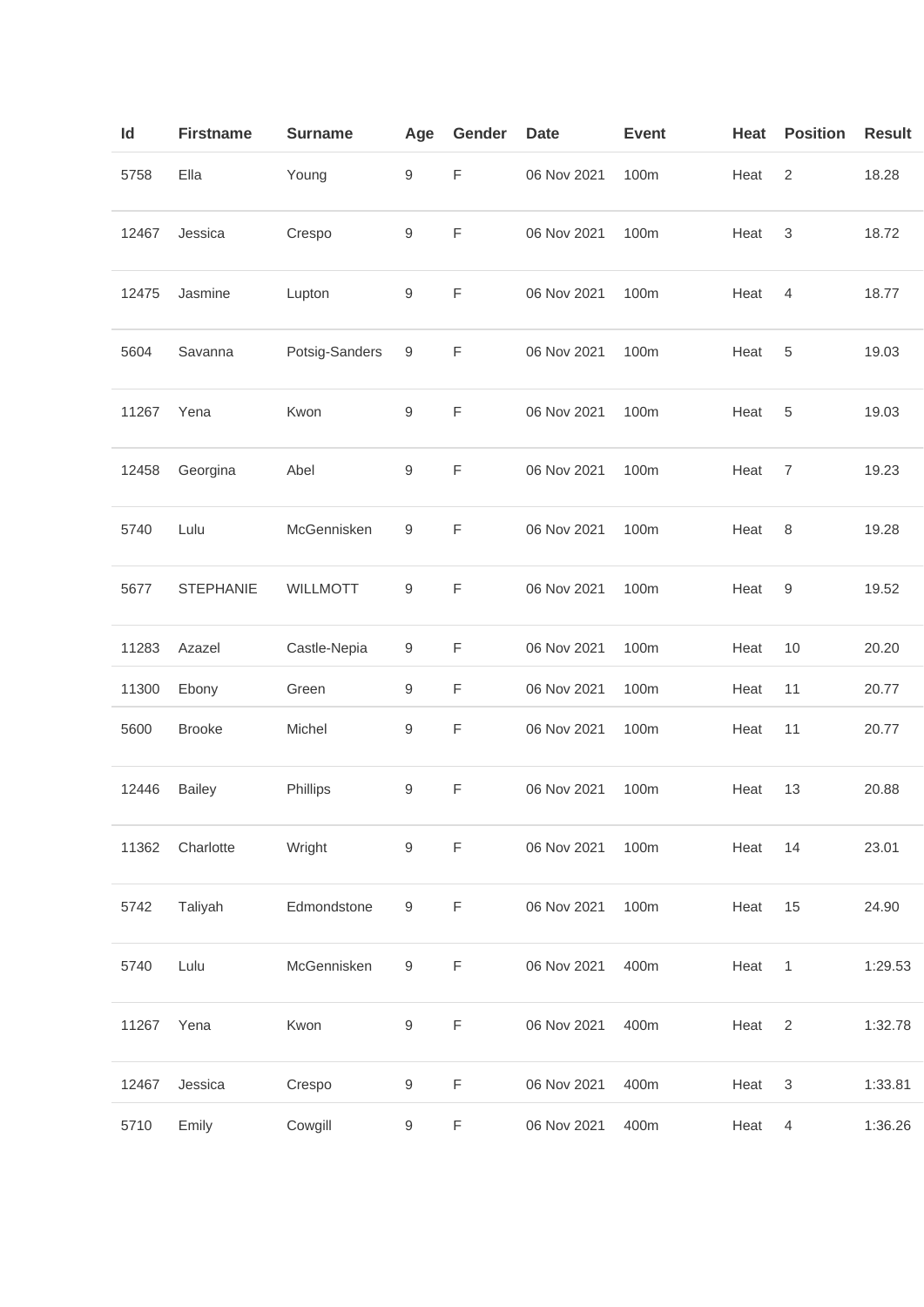| Id | Firstname | Surname | Age | Gender | Date | Event | Heat | Position | Result |
|---|---|---|---|---|---|---|---|---|---|
| 5758 | Ella | Young | 9 | F | 06 Nov 2021 | 100m | Heat | 2 | 18.28 |
| 12467 | Jessica | Crespo | 9 | F | 06 Nov 2021 | 100m | Heat | 3 | 18.72 |
| 12475 | Jasmine | Lupton | 9 | F | 06 Nov 2021 | 100m | Heat | 4 | 18.77 |
| 5604 | Savanna | Potsig-Sanders | 9 | F | 06 Nov 2021 | 100m | Heat | 5 | 19.03 |
| 11267 | Yena | Kwon | 9 | F | 06 Nov 2021 | 100m | Heat | 5 | 19.03 |
| 12458 | Georgina | Abel | 9 | F | 06 Nov 2021 | 100m | Heat | 7 | 19.23 |
| 5740 | Lulu | McGennisken | 9 | F | 06 Nov 2021 | 100m | Heat | 8 | 19.28 |
| 5677 | STEPHANIE | WILLMOTT | 9 | F | 06 Nov 2021 | 100m | Heat | 9 | 19.52 |
| 11283 | Azazel | Castle-Nepia | 9 | F | 06 Nov 2021 | 100m | Heat | 10 | 20.20 |
| 11300 | Ebony | Green | 9 | F | 06 Nov 2021 | 100m | Heat | 11 | 20.77 |
| 5600 | Brooke | Michel | 9 | F | 06 Nov 2021 | 100m | Heat | 11 | 20.77 |
| 12446 | Bailey | Phillips | 9 | F | 06 Nov 2021 | 100m | Heat | 13 | 20.88 |
| 11362 | Charlotte | Wright | 9 | F | 06 Nov 2021 | 100m | Heat | 14 | 23.01 |
| 5742 | Taliyah | Edmondstone | 9 | F | 06 Nov 2021 | 100m | Heat | 15 | 24.90 |
| 5740 | Lulu | McGennisken | 9 | F | 06 Nov 2021 | 400m | Heat | 1 | 1:29.53 |
| 11267 | Yena | Kwon | 9 | F | 06 Nov 2021 | 400m | Heat | 2 | 1:32.78 |
| 12467 | Jessica | Crespo | 9 | F | 06 Nov 2021 | 400m | Heat | 3 | 1:33.81 |
| 5710 | Emily | Cowgill | 9 | F | 06 Nov 2021 | 400m | Heat | 4 | 1:36.26 |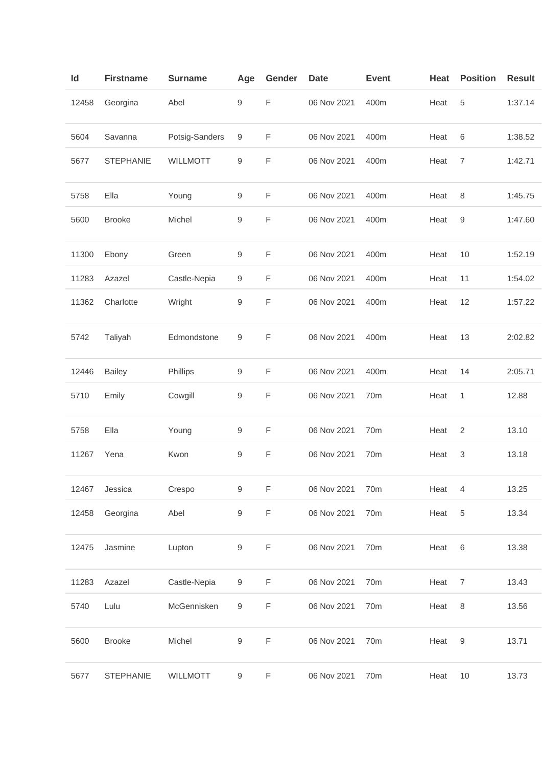| Id | Firstname | Surname | Age | Gender | Date | Event | Heat | Position | Result |
|---|---|---|---|---|---|---|---|---|---|
| 12458 | Georgina | Abel | 9 | F | 06 Nov 2021 | 400m | Heat | 5 | 1:37.14 |
| 5604 | Savanna | Potsig-Sanders | 9 | F | 06 Nov 2021 | 400m | Heat | 6 | 1:38.52 |
| 5677 | STEPHANIE | WILLMOTT | 9 | F | 06 Nov 2021 | 400m | Heat | 7 | 1:42.71 |
| 5758 | Ella | Young | 9 | F | 06 Nov 2021 | 400m | Heat | 8 | 1:45.75 |
| 5600 | Brooke | Michel | 9 | F | 06 Nov 2021 | 400m | Heat | 9 | 1:47.60 |
| 11300 | Ebony | Green | 9 | F | 06 Nov 2021 | 400m | Heat | 10 | 1:52.19 |
| 11283 | Azazel | Castle-Nepia | 9 | F | 06 Nov 2021 | 400m | Heat | 11 | 1:54.02 |
| 11362 | Charlotte | Wright | 9 | F | 06 Nov 2021 | 400m | Heat | 12 | 1:57.22 |
| 5742 | Taliyah | Edmondstone | 9 | F | 06 Nov 2021 | 400m | Heat | 13 | 2:02.82 |
| 12446 | Bailey | Phillips | 9 | F | 06 Nov 2021 | 400m | Heat | 14 | 2:05.71 |
| 5710 | Emily | Cowgill | 9 | F | 06 Nov 2021 | 70m | Heat | 1 | 12.88 |
| 5758 | Ella | Young | 9 | F | 06 Nov 2021 | 70m | Heat | 2 | 13.10 |
| 11267 | Yena | Kwon | 9 | F | 06 Nov 2021 | 70m | Heat | 3 | 13.18 |
| 12467 | Jessica | Crespo | 9 | F | 06 Nov 2021 | 70m | Heat | 4 | 13.25 |
| 12458 | Georgina | Abel | 9 | F | 06 Nov 2021 | 70m | Heat | 5 | 13.34 |
| 12475 | Jasmine | Lupton | 9 | F | 06 Nov 2021 | 70m | Heat | 6 | 13.38 |
| 11283 | Azazel | Castle-Nepia | 9 | F | 06 Nov 2021 | 70m | Heat | 7 | 13.43 |
| 5740 | Lulu | McGennisken | 9 | F | 06 Nov 2021 | 70m | Heat | 8 | 13.56 |
| 5600 | Brooke | Michel | 9 | F | 06 Nov 2021 | 70m | Heat | 9 | 13.71 |
| 5677 | STEPHANIE | WILLMOTT | 9 | F | 06 Nov 2021 | 70m | Heat | 10 | 13.73 |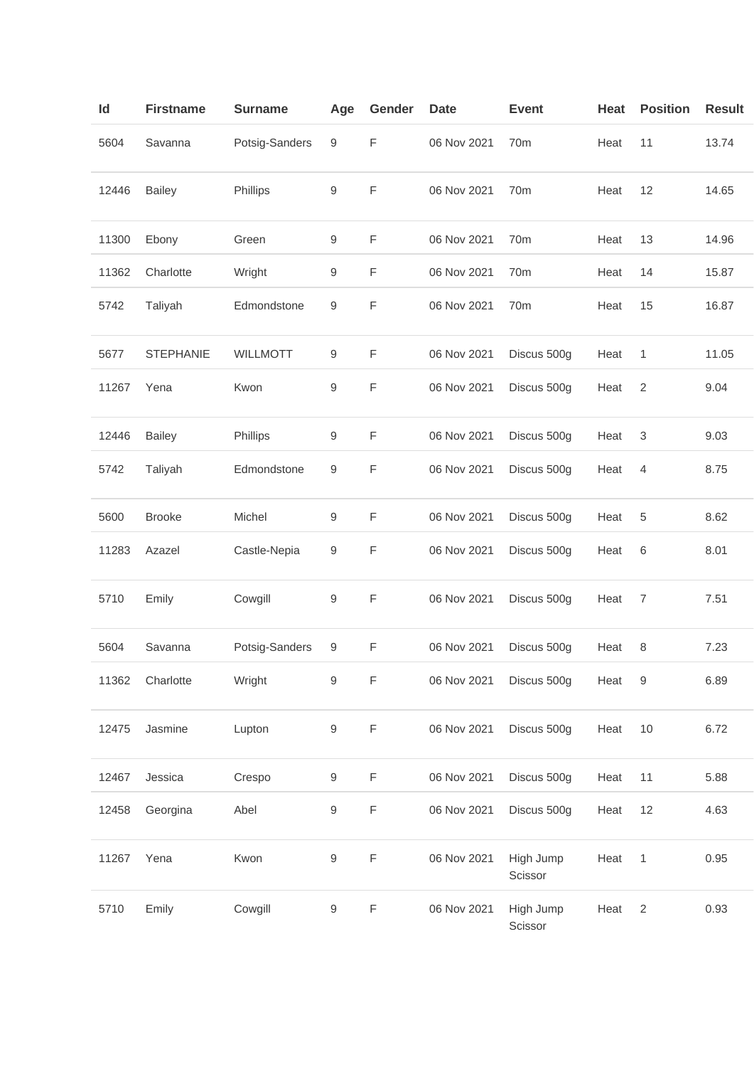| Id | Firstname | Surname | Age | Gender | Date | Event | Heat | Position | Result |
|---|---|---|---|---|---|---|---|---|---|
| 5604 | Savanna | Potsig-Sanders | 9 | F | 06 Nov 2021 | 70m | Heat | 11 | 13.74 |
| 12446 | Bailey | Phillips | 9 | F | 06 Nov 2021 | 70m | Heat | 12 | 14.65 |
| 11300 | Ebony | Green | 9 | F | 06 Nov 2021 | 70m | Heat | 13 | 14.96 |
| 11362 | Charlotte | Wright | 9 | F | 06 Nov 2021 | 70m | Heat | 14 | 15.87 |
| 5742 | Taliyah | Edmondstone | 9 | F | 06 Nov 2021 | 70m | Heat | 15 | 16.87 |
| 5677 | STEPHANIE | WILLMOTT | 9 | F | 06 Nov 2021 | Discus 500g | Heat | 1 | 11.05 |
| 11267 | Yena | Kwon | 9 | F | 06 Nov 2021 | Discus 500g | Heat | 2 | 9.04 |
| 12446 | Bailey | Phillips | 9 | F | 06 Nov 2021 | Discus 500g | Heat | 3 | 9.03 |
| 5742 | Taliyah | Edmondstone | 9 | F | 06 Nov 2021 | Discus 500g | Heat | 4 | 8.75 |
| 5600 | Brooke | Michel | 9 | F | 06 Nov 2021 | Discus 500g | Heat | 5 | 8.62 |
| 11283 | Azazel | Castle-Nepia | 9 | F | 06 Nov 2021 | Discus 500g | Heat | 6 | 8.01 |
| 5710 | Emily | Cowgill | 9 | F | 06 Nov 2021 | Discus 500g | Heat | 7 | 7.51 |
| 5604 | Savanna | Potsig-Sanders | 9 | F | 06 Nov 2021 | Discus 500g | Heat | 8 | 7.23 |
| 11362 | Charlotte | Wright | 9 | F | 06 Nov 2021 | Discus 500g | Heat | 9 | 6.89 |
| 12475 | Jasmine | Lupton | 9 | F | 06 Nov 2021 | Discus 500g | Heat | 10 | 6.72 |
| 12467 | Jessica | Crespo | 9 | F | 06 Nov 2021 | Discus 500g | Heat | 11 | 5.88 |
| 12458 | Georgina | Abel | 9 | F | 06 Nov 2021 | Discus 500g | Heat | 12 | 4.63 |
| 11267 | Yena | Kwon | 9 | F | 06 Nov 2021 | High Jump Scissor | Heat | 1 | 0.95 |
| 5710 | Emily | Cowgill | 9 | F | 06 Nov 2021 | High Jump Scissor | Heat | 2 | 0.93 |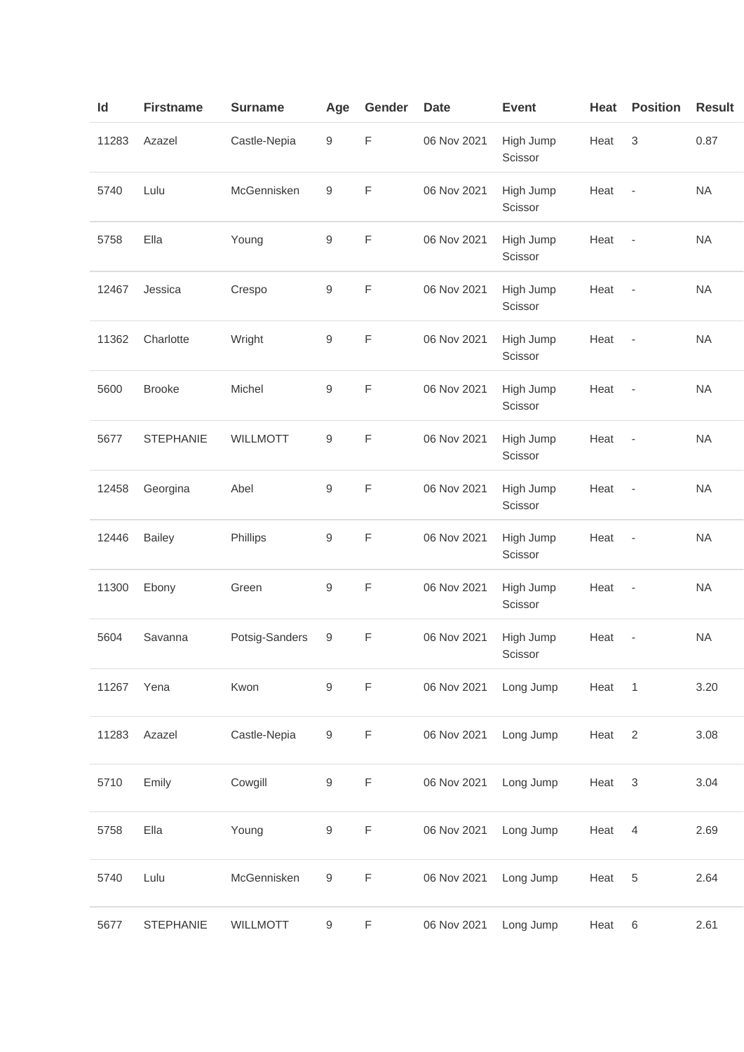| Id | Firstname | Surname | Age | Gender | Date | Event | Heat | Position | Result |
|---|---|---|---|---|---|---|---|---|---|
| 11283 | Azazel | Castle-Nepia | 9 | F | 06 Nov 2021 | High Jump Scissor | Heat | 3 | 0.87 |
| 5740 | Lulu | McGennisken | 9 | F | 06 Nov 2021 | High Jump Scissor | Heat | - | NA |
| 5758 | Ella | Young | 9 | F | 06 Nov 2021 | High Jump Scissor | Heat | - | NA |
| 12467 | Jessica | Crespo | 9 | F | 06 Nov 2021 | High Jump Scissor | Heat | - | NA |
| 11362 | Charlotte | Wright | 9 | F | 06 Nov 2021 | High Jump Scissor | Heat | - | NA |
| 5600 | Brooke | Michel | 9 | F | 06 Nov 2021 | High Jump Scissor | Heat | - | NA |
| 5677 | STEPHANIE | WILLMOTT | 9 | F | 06 Nov 2021 | High Jump Scissor | Heat | - | NA |
| 12458 | Georgina | Abel | 9 | F | 06 Nov 2021 | High Jump Scissor | Heat | - | NA |
| 12446 | Bailey | Phillips | 9 | F | 06 Nov 2021 | High Jump Scissor | Heat | - | NA |
| 11300 | Ebony | Green | 9 | F | 06 Nov 2021 | High Jump Scissor | Heat | - | NA |
| 5604 | Savanna | Potsig-Sanders | 9 | F | 06 Nov 2021 | High Jump Scissor | Heat | - | NA |
| 11267 | Yena | Kwon | 9 | F | 06 Nov 2021 | Long Jump | Heat | 1 | 3.20 |
| 11283 | Azazel | Castle-Nepia | 9 | F | 06 Nov 2021 | Long Jump | Heat | 2 | 3.08 |
| 5710 | Emily | Cowgill | 9 | F | 06 Nov 2021 | Long Jump | Heat | 3 | 3.04 |
| 5758 | Ella | Young | 9 | F | 06 Nov 2021 | Long Jump | Heat | 4 | 2.69 |
| 5740 | Lulu | McGennisken | 9 | F | 06 Nov 2021 | Long Jump | Heat | 5 | 2.64 |
| 5677 | STEPHANIE | WILLMOTT | 9 | F | 06 Nov 2021 | Long Jump | Heat | 6 | 2.61 |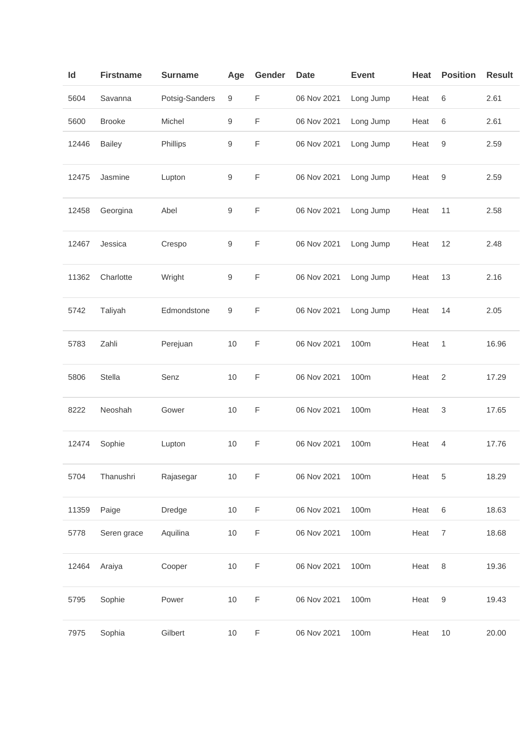| Id | Firstname | Surname | Age | Gender | Date | Event | Heat | Position | Result |
|---|---|---|---|---|---|---|---|---|---|
| 5604 | Savanna | Potsig-Sanders | 9 | F | 06 Nov 2021 | Long Jump | Heat | 6 | 2.61 |
| 5600 | Brooke | Michel | 9 | F | 06 Nov 2021 | Long Jump | Heat | 6 | 2.61 |
| 12446 | Bailey | Phillips | 9 | F | 06 Nov 2021 | Long Jump | Heat | 9 | 2.59 |
| 12475 | Jasmine | Lupton | 9 | F | 06 Nov 2021 | Long Jump | Heat | 9 | 2.59 |
| 12458 | Georgina | Abel | 9 | F | 06 Nov 2021 | Long Jump | Heat | 11 | 2.58 |
| 12467 | Jessica | Crespo | 9 | F | 06 Nov 2021 | Long Jump | Heat | 12 | 2.48 |
| 11362 | Charlotte | Wright | 9 | F | 06 Nov 2021 | Long Jump | Heat | 13 | 2.16 |
| 5742 | Taliyah | Edmondstone | 9 | F | 06 Nov 2021 | Long Jump | Heat | 14 | 2.05 |
| 5783 | Zahli | Perejuan | 10 | F | 06 Nov 2021 | 100m | Heat | 1 | 16.96 |
| 5806 | Stella | Senz | 10 | F | 06 Nov 2021 | 100m | Heat | 2 | 17.29 |
| 8222 | Neoshah | Gower | 10 | F | 06 Nov 2021 | 100m | Heat | 3 | 17.65 |
| 12474 | Sophie | Lupton | 10 | F | 06 Nov 2021 | 100m | Heat | 4 | 17.76 |
| 5704 | Thanushri | Rajasegar | 10 | F | 06 Nov 2021 | 100m | Heat | 5 | 18.29 |
| 11359 | Paige | Dredge | 10 | F | 06 Nov 2021 | 100m | Heat | 6 | 18.63 |
| 5778 | Seren grace | Aquilina | 10 | F | 06 Nov 2021 | 100m | Heat | 7 | 18.68 |
| 12464 | Araiya | Cooper | 10 | F | 06 Nov 2021 | 100m | Heat | 8 | 19.36 |
| 5795 | Sophie | Power | 10 | F | 06 Nov 2021 | 100m | Heat | 9 | 19.43 |
| 7975 | Sophia | Gilbert | 10 | F | 06 Nov 2021 | 100m | Heat | 10 | 20.00 |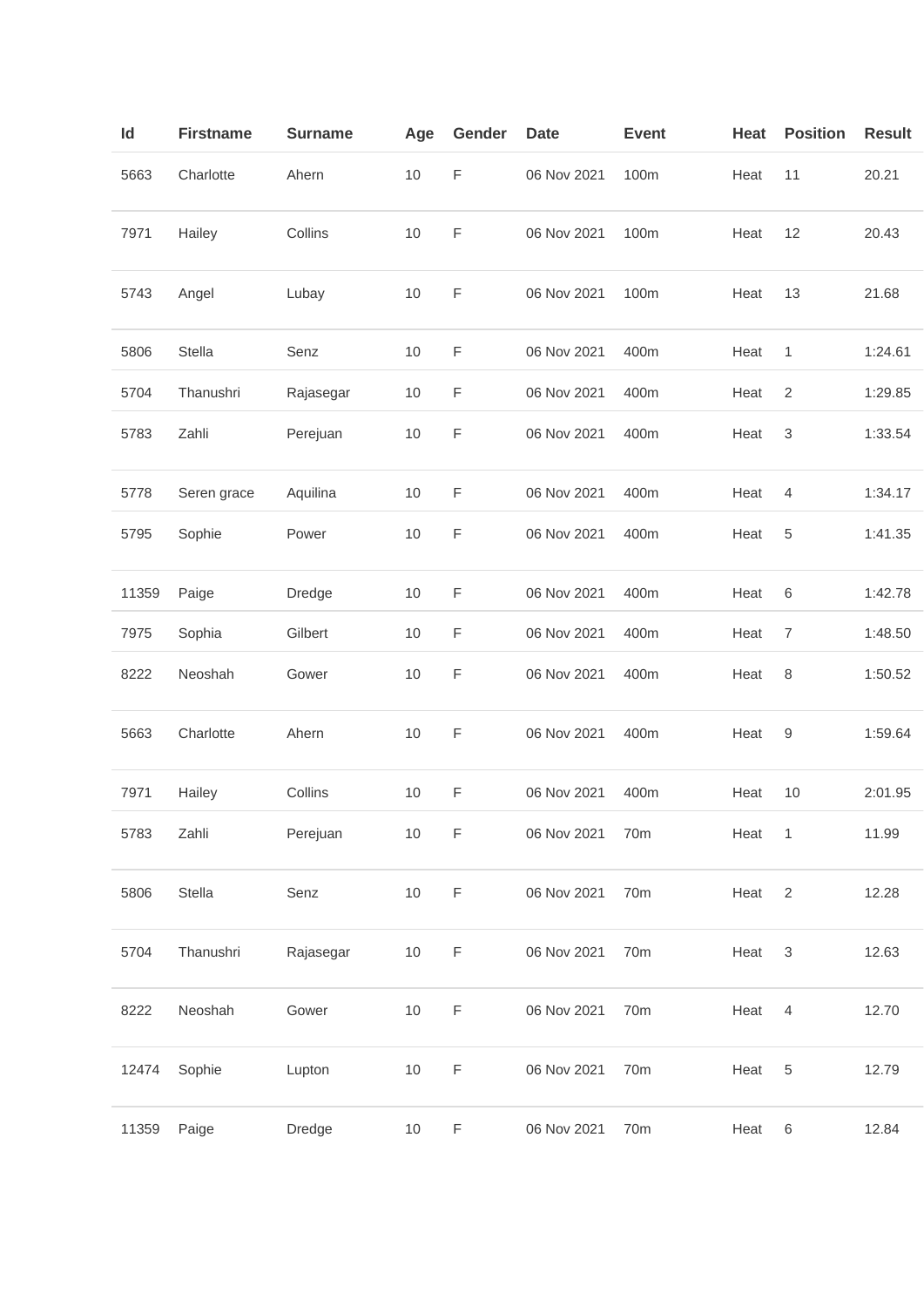| Id | Firstname | Surname | Age | Gender | Date | Event | Heat | Position | Result |
|---|---|---|---|---|---|---|---|---|---|
| 5663 | Charlotte | Ahern | 10 | F | 06 Nov 2021 | 100m | Heat | 11 | 20.21 |
| 7971 | Hailey | Collins | 10 | F | 06 Nov 2021 | 100m | Heat | 12 | 20.43 |
| 5743 | Angel | Lubay | 10 | F | 06 Nov 2021 | 100m | Heat | 13 | 21.68 |
| 5806 | Stella | Senz | 10 | F | 06 Nov 2021 | 400m | Heat | 1 | 1:24.61 |
| 5704 | Thanushri | Rajasegar | 10 | F | 06 Nov 2021 | 400m | Heat | 2 | 1:29.85 |
| 5783 | Zahli | Perejuan | 10 | F | 06 Nov 2021 | 400m | Heat | 3 | 1:33.54 |
| 5778 | Seren grace | Aquilina | 10 | F | 06 Nov 2021 | 400m | Heat | 4 | 1:34.17 |
| 5795 | Sophie | Power | 10 | F | 06 Nov 2021 | 400m | Heat | 5 | 1:41.35 |
| 11359 | Paige | Dredge | 10 | F | 06 Nov 2021 | 400m | Heat | 6 | 1:42.78 |
| 7975 | Sophia | Gilbert | 10 | F | 06 Nov 2021 | 400m | Heat | 7 | 1:48.50 |
| 8222 | Neoshah | Gower | 10 | F | 06 Nov 2021 | 400m | Heat | 8 | 1:50.52 |
| 5663 | Charlotte | Ahern | 10 | F | 06 Nov 2021 | 400m | Heat | 9 | 1:59.64 |
| 7971 | Hailey | Collins | 10 | F | 06 Nov 2021 | 400m | Heat | 10 | 2:01.95 |
| 5783 | Zahli | Perejuan | 10 | F | 06 Nov 2021 | 70m | Heat | 1 | 11.99 |
| 5806 | Stella | Senz | 10 | F | 06 Nov 2021 | 70m | Heat | 2 | 12.28 |
| 5704 | Thanushri | Rajasegar | 10 | F | 06 Nov 2021 | 70m | Heat | 3 | 12.63 |
| 8222 | Neoshah | Gower | 10 | F | 06 Nov 2021 | 70m | Heat | 4 | 12.70 |
| 12474 | Sophie | Lupton | 10 | F | 06 Nov 2021 | 70m | Heat | 5 | 12.79 |
| 11359 | Paige | Dredge | 10 | F | 06 Nov 2021 | 70m | Heat | 6 | 12.84 |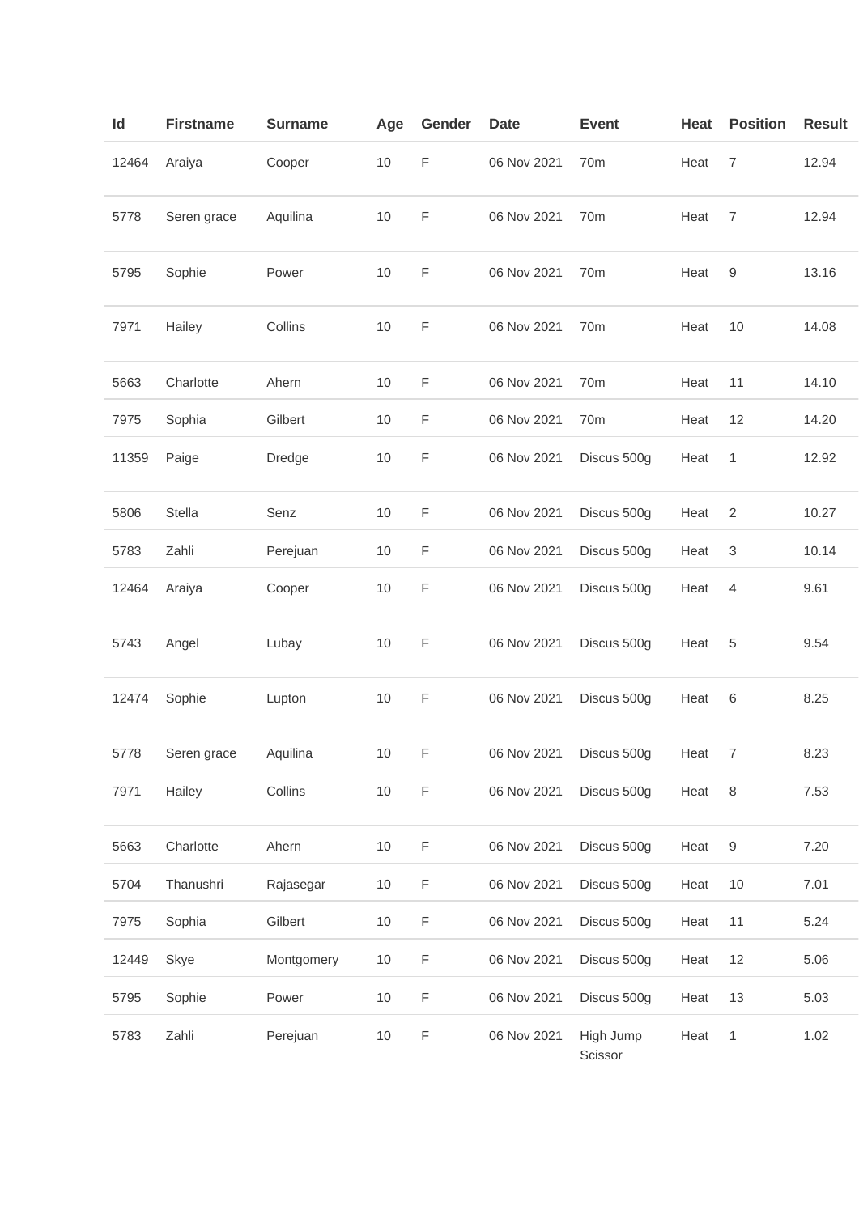| Id | Firstname | Surname | Age | Gender | Date | Event | Heat | Position | Result |
|---|---|---|---|---|---|---|---|---|---|
| 12464 | Araiya | Cooper | 10 | F | 06 Nov 2021 | 70m | Heat | 7 | 12.94 |
| 5778 | Seren grace | Aquilina | 10 | F | 06 Nov 2021 | 70m | Heat | 7 | 12.94 |
| 5795 | Sophie | Power | 10 | F | 06 Nov 2021 | 70m | Heat | 9 | 13.16 |
| 7971 | Hailey | Collins | 10 | F | 06 Nov 2021 | 70m | Heat | 10 | 14.08 |
| 5663 | Charlotte | Ahern | 10 | F | 06 Nov 2021 | 70m | Heat | 11 | 14.10 |
| 7975 | Sophia | Gilbert | 10 | F | 06 Nov 2021 | 70m | Heat | 12 | 14.20 |
| 11359 | Paige | Dredge | 10 | F | 06 Nov 2021 | Discus 500g | Heat | 1 | 12.92 |
| 5806 | Stella | Senz | 10 | F | 06 Nov 2021 | Discus 500g | Heat | 2 | 10.27 |
| 5783 | Zahli | Perejuan | 10 | F | 06 Nov 2021 | Discus 500g | Heat | 3 | 10.14 |
| 12464 | Araiya | Cooper | 10 | F | 06 Nov 2021 | Discus 500g | Heat | 4 | 9.61 |
| 5743 | Angel | Lubay | 10 | F | 06 Nov 2021 | Discus 500g | Heat | 5 | 9.54 |
| 12474 | Sophie | Lupton | 10 | F | 06 Nov 2021 | Discus 500g | Heat | 6 | 8.25 |
| 5778 | Seren grace | Aquilina | 10 | F | 06 Nov 2021 | Discus 500g | Heat | 7 | 8.23 |
| 7971 | Hailey | Collins | 10 | F | 06 Nov 2021 | Discus 500g | Heat | 8 | 7.53 |
| 5663 | Charlotte | Ahern | 10 | F | 06 Nov 2021 | Discus 500g | Heat | 9 | 7.20 |
| 5704 | Thanushri | Rajasegar | 10 | F | 06 Nov 2021 | Discus 500g | Heat | 10 | 7.01 |
| 7975 | Sophia | Gilbert | 10 | F | 06 Nov 2021 | Discus 500g | Heat | 11 | 5.24 |
| 12449 | Skye | Montgomery | 10 | F | 06 Nov 2021 | Discus 500g | Heat | 12 | 5.06 |
| 5795 | Sophie | Power | 10 | F | 06 Nov 2021 | Discus 500g | Heat | 13 | 5.03 |
| 5783 | Zahli | Perejuan | 10 | F | 06 Nov 2021 | High Jump Scissor | Heat | 1 | 1.02 |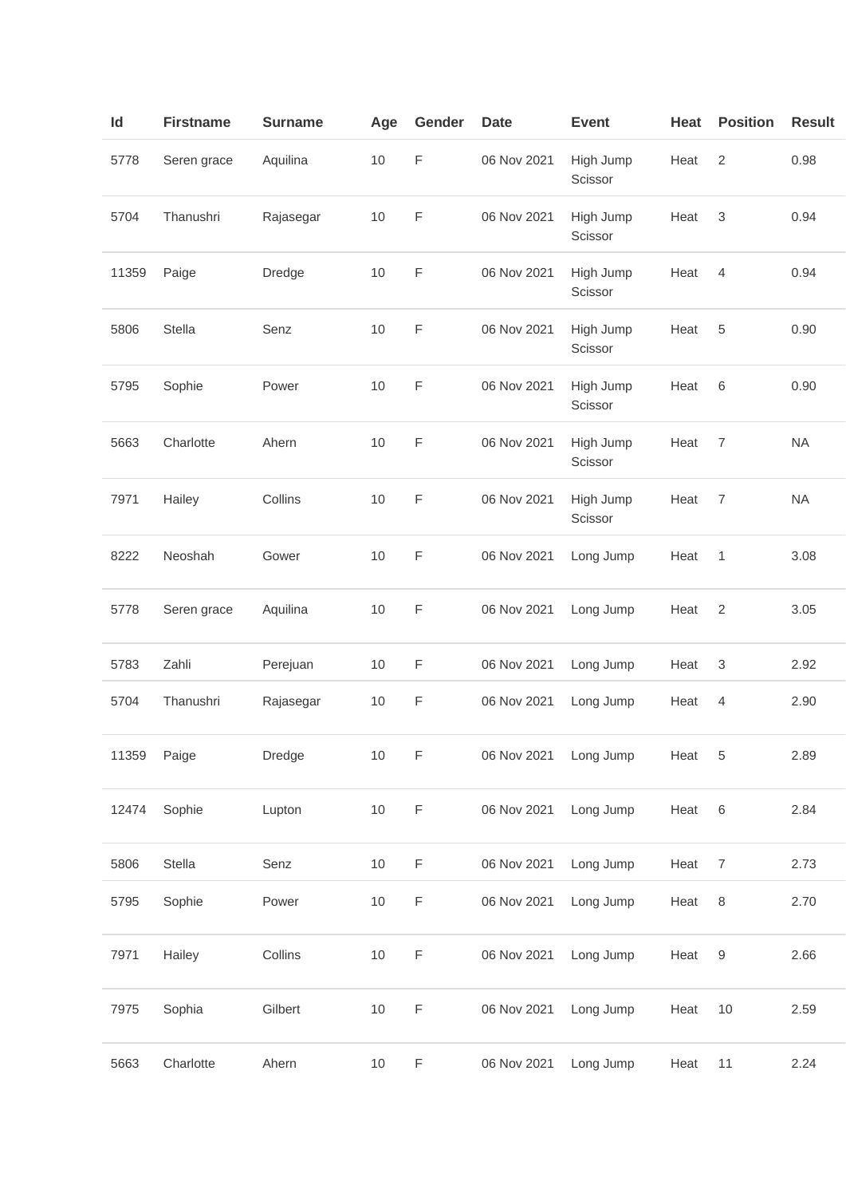| Id | Firstname | Surname | Age | Gender | Date | Event | Heat | Position | Result |
| --- | --- | --- | --- | --- | --- | --- | --- | --- | --- |
| 5778 | Seren grace | Aquilina | 10 | F | 06 Nov 2021 | High Jump Scissor | Heat | 2 | 0.98 |
| 5704 | Thanushri | Rajasegar | 10 | F | 06 Nov 2021 | High Jump Scissor | Heat | 3 | 0.94 |
| 11359 | Paige | Dredge | 10 | F | 06 Nov 2021 | High Jump Scissor | Heat | 4 | 0.94 |
| 5806 | Stella | Senz | 10 | F | 06 Nov 2021 | High Jump Scissor | Heat | 5 | 0.90 |
| 5795 | Sophie | Power | 10 | F | 06 Nov 2021 | High Jump Scissor | Heat | 6 | 0.90 |
| 5663 | Charlotte | Ahern | 10 | F | 06 Nov 2021 | High Jump Scissor | Heat | 7 | NA |
| 7971 | Hailey | Collins | 10 | F | 06 Nov 2021 | High Jump Scissor | Heat | 7 | NA |
| 8222 | Neoshah | Gower | 10 | F | 06 Nov 2021 | Long Jump | Heat | 1 | 3.08 |
| 5778 | Seren grace | Aquilina | 10 | F | 06 Nov 2021 | Long Jump | Heat | 2 | 3.05 |
| 5783 | Zahli | Perejuan | 10 | F | 06 Nov 2021 | Long Jump | Heat | 3 | 2.92 |
| 5704 | Thanushri | Rajasegar | 10 | F | 06 Nov 2021 | Long Jump | Heat | 4 | 2.90 |
| 11359 | Paige | Dredge | 10 | F | 06 Nov 2021 | Long Jump | Heat | 5 | 2.89 |
| 12474 | Sophie | Lupton | 10 | F | 06 Nov 2021 | Long Jump | Heat | 6 | 2.84 |
| 5806 | Stella | Senz | 10 | F | 06 Nov 2021 | Long Jump | Heat | 7 | 2.73 |
| 5795 | Sophie | Power | 10 | F | 06 Nov 2021 | Long Jump | Heat | 8 | 2.70 |
| 7971 | Hailey | Collins | 10 | F | 06 Nov 2021 | Long Jump | Heat | 9 | 2.66 |
| 7975 | Sophia | Gilbert | 10 | F | 06 Nov 2021 | Long Jump | Heat | 10 | 2.59 |
| 5663 | Charlotte | Ahern | 10 | F | 06 Nov 2021 | Long Jump | Heat | 11 | 2.24 |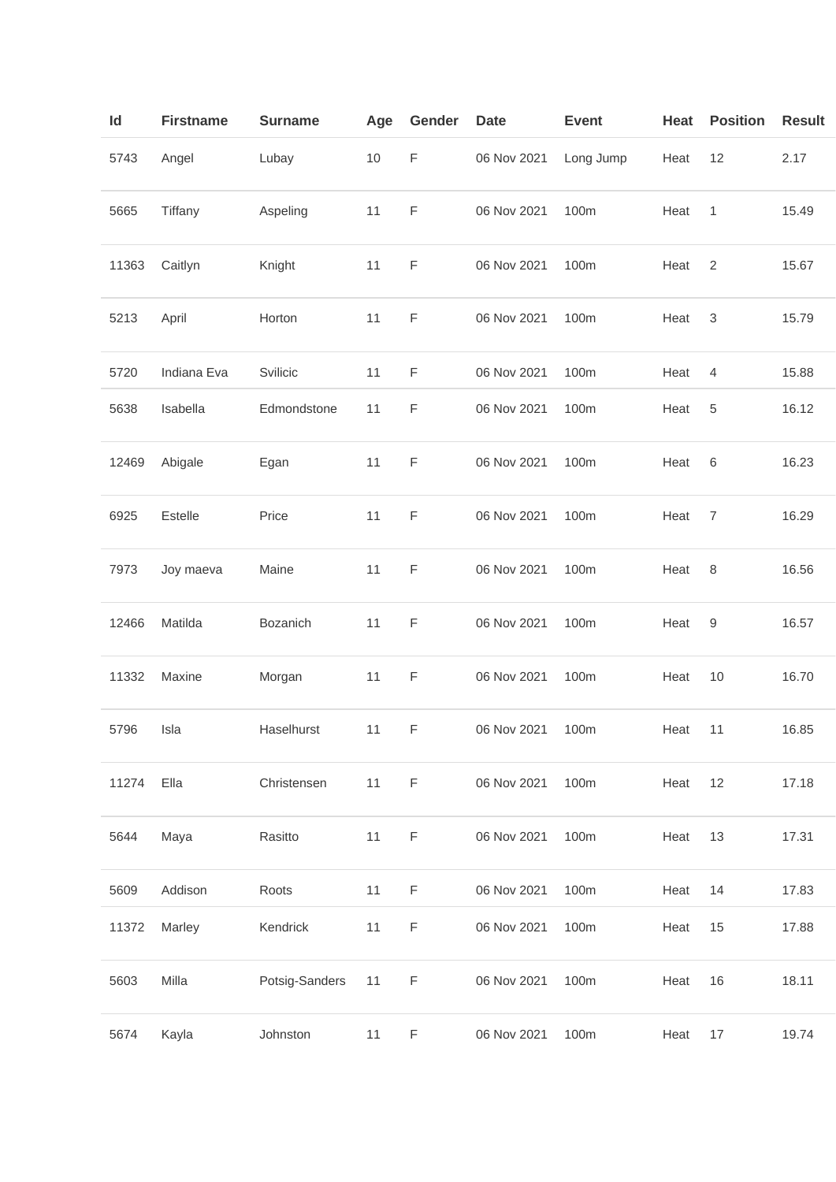| Id | Firstname | Surname | Age | Gender | Date | Event | Heat | Position | Result |
|---|---|---|---|---|---|---|---|---|---|
| 5743 | Angel | Lubay | 10 | F | 06 Nov 2021 | Long Jump | Heat | 12 | 2.17 |
| 5665 | Tiffany | Aspeling | 11 | F | 06 Nov 2021 | 100m | Heat | 1 | 15.49 |
| 11363 | Caitlyn | Knight | 11 | F | 06 Nov 2021 | 100m | Heat | 2 | 15.67 |
| 5213 | April | Horton | 11 | F | 06 Nov 2021 | 100m | Heat | 3 | 15.79 |
| 5720 | Indiana Eva | Svilicic | 11 | F | 06 Nov 2021 | 100m | Heat | 4 | 15.88 |
| 5638 | Isabella | Edmondstone | 11 | F | 06 Nov 2021 | 100m | Heat | 5 | 16.12 |
| 12469 | Abigale | Egan | 11 | F | 06 Nov 2021 | 100m | Heat | 6 | 16.23 |
| 6925 | Estelle | Price | 11 | F | 06 Nov 2021 | 100m | Heat | 7 | 16.29 |
| 7973 | Joy maeva | Maine | 11 | F | 06 Nov 2021 | 100m | Heat | 8 | 16.56 |
| 12466 | Matilda | Bozanich | 11 | F | 06 Nov 2021 | 100m | Heat | 9 | 16.57 |
| 11332 | Maxine | Morgan | 11 | F | 06 Nov 2021 | 100m | Heat | 10 | 16.70 |
| 5796 | Isla | Haselhurst | 11 | F | 06 Nov 2021 | 100m | Heat | 11 | 16.85 |
| 11274 | Ella | Christensen | 11 | F | 06 Nov 2021 | 100m | Heat | 12 | 17.18 |
| 5644 | Maya | Rasitto | 11 | F | 06 Nov 2021 | 100m | Heat | 13 | 17.31 |
| 5609 | Addison | Roots | 11 | F | 06 Nov 2021 | 100m | Heat | 14 | 17.83 |
| 11372 | Marley | Kendrick | 11 | F | 06 Nov 2021 | 100m | Heat | 15 | 17.88 |
| 5603 | Milla | Potsig-Sanders | 11 | F | 06 Nov 2021 | 100m | Heat | 16 | 18.11 |
| 5674 | Kayla | Johnston | 11 | F | 06 Nov 2021 | 100m | Heat | 17 | 19.74 |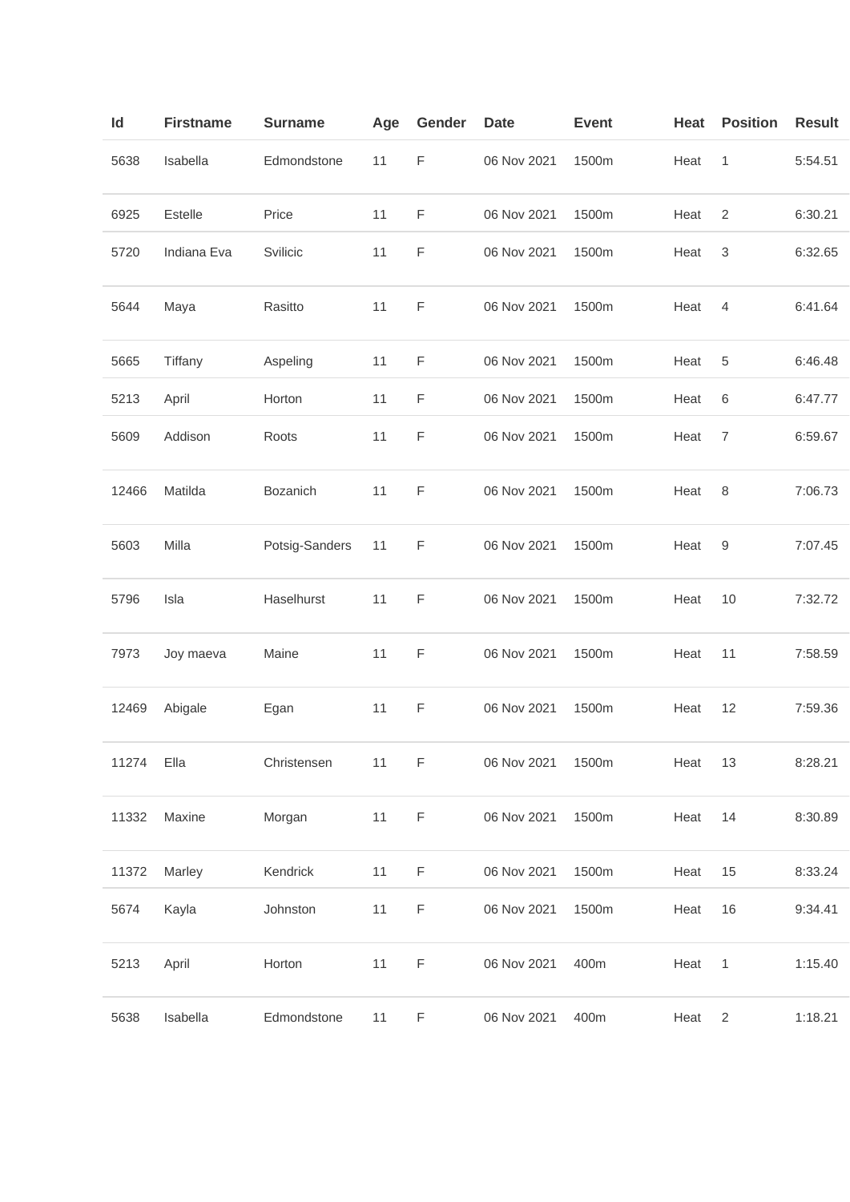| Id | Firstname | Surname | Age | Gender | Date | Event | Heat | Position | Result |
|---|---|---|---|---|---|---|---|---|---|
| 5638 | Isabella | Edmondstone | 11 | F | 06 Nov 2021 | 1500m | Heat | 1 | 5:54.51 |
| 6925 | Estelle | Price | 11 | F | 06 Nov 2021 | 1500m | Heat | 2 | 6:30.21 |
| 5720 | Indiana Eva | Svilicic | 11 | F | 06 Nov 2021 | 1500m | Heat | 3 | 6:32.65 |
| 5644 | Maya | Rasitto | 11 | F | 06 Nov 2021 | 1500m | Heat | 4 | 6:41.64 |
| 5665 | Tiffany | Aspeling | 11 | F | 06 Nov 2021 | 1500m | Heat | 5 | 6:46.48 |
| 5213 | April | Horton | 11 | F | 06 Nov 2021 | 1500m | Heat | 6 | 6:47.77 |
| 5609 | Addison | Roots | 11 | F | 06 Nov 2021 | 1500m | Heat | 7 | 6:59.67 |
| 12466 | Matilda | Bozanich | 11 | F | 06 Nov 2021 | 1500m | Heat | 8 | 7:06.73 |
| 5603 | Milla | Potsig-Sanders | 11 | F | 06 Nov 2021 | 1500m | Heat | 9 | 7:07.45 |
| 5796 | Isla | Haselhurst | 11 | F | 06 Nov 2021 | 1500m | Heat | 10 | 7:32.72 |
| 7973 | Joy maeva | Maine | 11 | F | 06 Nov 2021 | 1500m | Heat | 11 | 7:58.59 |
| 12469 | Abigale | Egan | 11 | F | 06 Nov 2021 | 1500m | Heat | 12 | 7:59.36 |
| 11274 | Ella | Christensen | 11 | F | 06 Nov 2021 | 1500m | Heat | 13 | 8:28.21 |
| 11332 | Maxine | Morgan | 11 | F | 06 Nov 2021 | 1500m | Heat | 14 | 8:30.89 |
| 11372 | Marley | Kendrick | 11 | F | 06 Nov 2021 | 1500m | Heat | 15 | 8:33.24 |
| 5674 | Kayla | Johnston | 11 | F | 06 Nov 2021 | 1500m | Heat | 16 | 9:34.41 |
| 5213 | April | Horton | 11 | F | 06 Nov 2021 | 400m | Heat | 1 | 1:15.40 |
| 5638 | Isabella | Edmondstone | 11 | F | 06 Nov 2021 | 400m | Heat | 2 | 1:18.21 |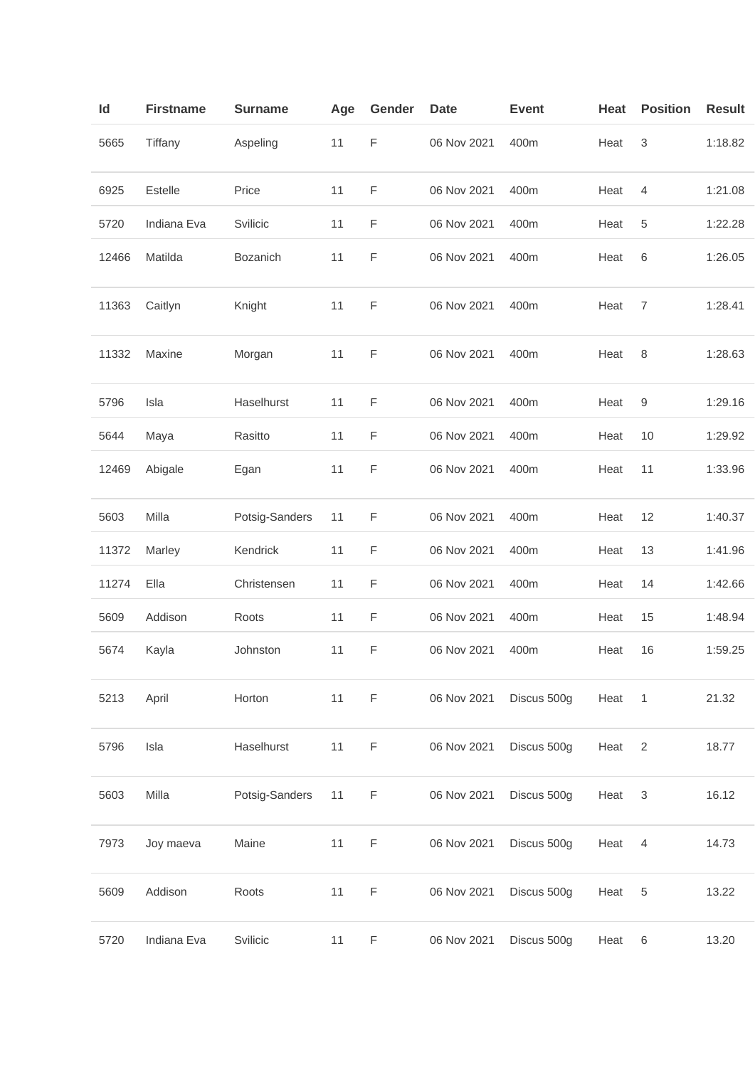| Id | Firstname | Surname | Age | Gender | Date | Event | Heat | Position | Result |
|---|---|---|---|---|---|---|---|---|---|
| 5665 | Tiffany | Aspeling | 11 | F | 06 Nov 2021 | 400m | Heat | 3 | 1:18.82 |
| 6925 | Estelle | Price | 11 | F | 06 Nov 2021 | 400m | Heat | 4 | 1:21.08 |
| 5720 | Indiana Eva | Svilicic | 11 | F | 06 Nov 2021 | 400m | Heat | 5 | 1:22.28 |
| 12466 | Matilda | Bozanich | 11 | F | 06 Nov 2021 | 400m | Heat | 6 | 1:26.05 |
| 11363 | Caitlyn | Knight | 11 | F | 06 Nov 2021 | 400m | Heat | 7 | 1:28.41 |
| 11332 | Maxine | Morgan | 11 | F | 06 Nov 2021 | 400m | Heat | 8 | 1:28.63 |
| 5796 | Isla | Haselhurst | 11 | F | 06 Nov 2021 | 400m | Heat | 9 | 1:29.16 |
| 5644 | Maya | Rasitto | 11 | F | 06 Nov 2021 | 400m | Heat | 10 | 1:29.92 |
| 12469 | Abigale | Egan | 11 | F | 06 Nov 2021 | 400m | Heat | 11 | 1:33.96 |
| 5603 | Milla | Potsig-Sanders | 11 | F | 06 Nov 2021 | 400m | Heat | 12 | 1:40.37 |
| 11372 | Marley | Kendrick | 11 | F | 06 Nov 2021 | 400m | Heat | 13 | 1:41.96 |
| 11274 | Ella | Christensen | 11 | F | 06 Nov 2021 | 400m | Heat | 14 | 1:42.66 |
| 5609 | Addison | Roots | 11 | F | 06 Nov 2021 | 400m | Heat | 15 | 1:48.94 |
| 5674 | Kayla | Johnston | 11 | F | 06 Nov 2021 | 400m | Heat | 16 | 1:59.25 |
| 5213 | April | Horton | 11 | F | 06 Nov 2021 | Discus 500g | Heat | 1 | 21.32 |
| 5796 | Isla | Haselhurst | 11 | F | 06 Nov 2021 | Discus 500g | Heat | 2 | 18.77 |
| 5603 | Milla | Potsig-Sanders | 11 | F | 06 Nov 2021 | Discus 500g | Heat | 3 | 16.12 |
| 7973 | Joy maeva | Maine | 11 | F | 06 Nov 2021 | Discus 500g | Heat | 4 | 14.73 |
| 5609 | Addison | Roots | 11 | F | 06 Nov 2021 | Discus 500g | Heat | 5 | 13.22 |
| 5720 | Indiana Eva | Svilicic | 11 | F | 06 Nov 2021 | Discus 500g | Heat | 6 | 13.20 |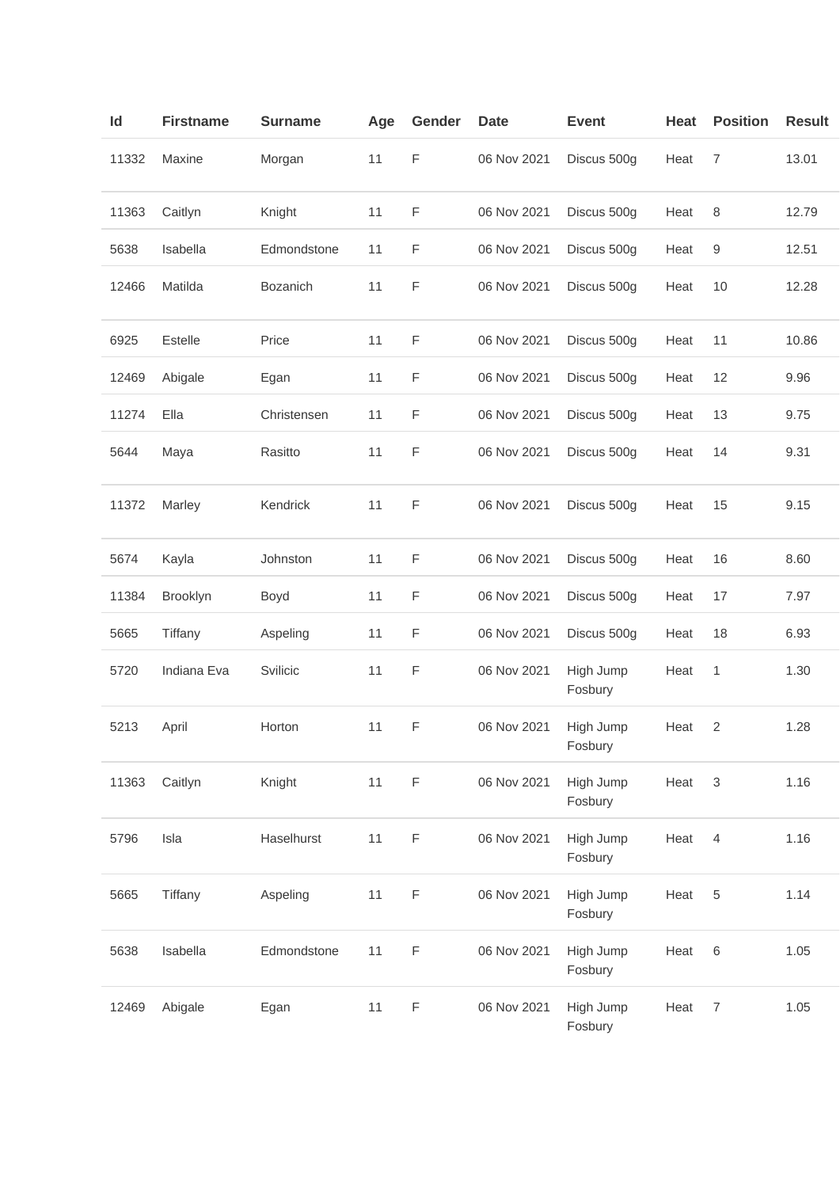| Id | Firstname | Surname | Age | Gender | Date | Event | Heat | Position | Result |
|---|---|---|---|---|---|---|---|---|---|
| 11332 | Maxine | Morgan | 11 | F | 06 Nov 2021 | Discus 500g | Heat | 7 | 13.01 |
| 11363 | Caitlyn | Knight | 11 | F | 06 Nov 2021 | Discus 500g | Heat | 8 | 12.79 |
| 5638 | Isabella | Edmondstone | 11 | F | 06 Nov 2021 | Discus 500g | Heat | 9 | 12.51 |
| 12466 | Matilda | Bozanich | 11 | F | 06 Nov 2021 | Discus 500g | Heat | 10 | 12.28 |
| 6925 | Estelle | Price | 11 | F | 06 Nov 2021 | Discus 500g | Heat | 11 | 10.86 |
| 12469 | Abigale | Egan | 11 | F | 06 Nov 2021 | Discus 500g | Heat | 12 | 9.96 |
| 11274 | Ella | Christensen | 11 | F | 06 Nov 2021 | Discus 500g | Heat | 13 | 9.75 |
| 5644 | Maya | Rasitto | 11 | F | 06 Nov 2021 | Discus 500g | Heat | 14 | 9.31 |
| 11372 | Marley | Kendrick | 11 | F | 06 Nov 2021 | Discus 500g | Heat | 15 | 9.15 |
| 5674 | Kayla | Johnston | 11 | F | 06 Nov 2021 | Discus 500g | Heat | 16 | 8.60 |
| 11384 | Brooklyn | Boyd | 11 | F | 06 Nov 2021 | Discus 500g | Heat | 17 | 7.97 |
| 5665 | Tiffany | Aspeling | 11 | F | 06 Nov 2021 | Discus 500g | Heat | 18 | 6.93 |
| 5720 | Indiana Eva | Svilicic | 11 | F | 06 Nov 2021 | High Jump Fosbury | Heat | 1 | 1.30 |
| 5213 | April | Horton | 11 | F | 06 Nov 2021 | High Jump Fosbury | Heat | 2 | 1.28 |
| 11363 | Caitlyn | Knight | 11 | F | 06 Nov 2021 | High Jump Fosbury | Heat | 3 | 1.16 |
| 5796 | Isla | Haselhurst | 11 | F | 06 Nov 2021 | High Jump Fosbury | Heat | 4 | 1.16 |
| 5665 | Tiffany | Aspeling | 11 | F | 06 Nov 2021 | High Jump Fosbury | Heat | 5 | 1.14 |
| 5638 | Isabella | Edmondstone | 11 | F | 06 Nov 2021 | High Jump Fosbury | Heat | 6 | 1.05 |
| 12469 | Abigale | Egan | 11 | F | 06 Nov 2021 | High Jump Fosbury | Heat | 7 | 1.05 |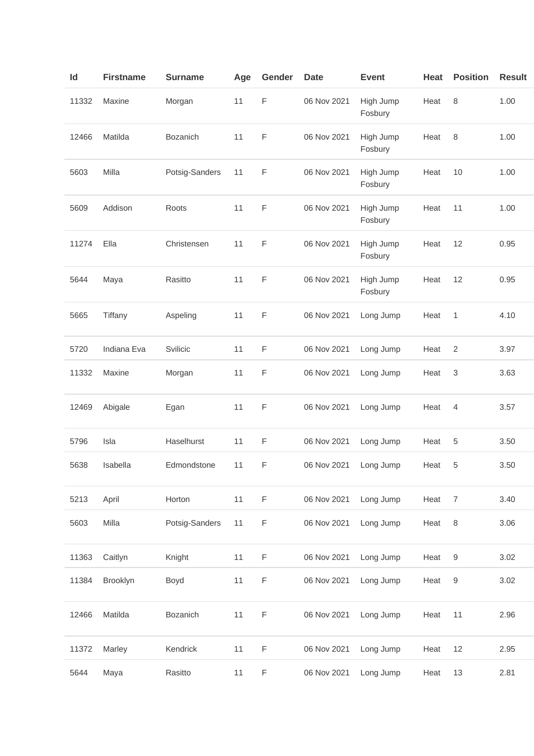| Id | Firstname | Surname | Age | Gender | Date | Event | Heat | Position | Result |
|---|---|---|---|---|---|---|---|---|---|
| 11332 | Maxine | Morgan | 11 | F | 06 Nov 2021 | High Jump Fosbury | Heat | 8 | 1.00 |
| 12466 | Matilda | Bozanich | 11 | F | 06 Nov 2021 | High Jump Fosbury | Heat | 8 | 1.00 |
| 5603 | Milla | Potsig-Sanders | 11 | F | 06 Nov 2021 | High Jump Fosbury | Heat | 10 | 1.00 |
| 5609 | Addison | Roots | 11 | F | 06 Nov 2021 | High Jump Fosbury | Heat | 11 | 1.00 |
| 11274 | Ella | Christensen | 11 | F | 06 Nov 2021 | High Jump Fosbury | Heat | 12 | 0.95 |
| 5644 | Maya | Rasitto | 11 | F | 06 Nov 2021 | High Jump Fosbury | Heat | 12 | 0.95 |
| 5665 | Tiffany | Aspeling | 11 | F | 06 Nov 2021 | Long Jump | Heat | 1 | 4.10 |
| 5720 | Indiana Eva | Svilicic | 11 | F | 06 Nov 2021 | Long Jump | Heat | 2 | 3.97 |
| 11332 | Maxine | Morgan | 11 | F | 06 Nov 2021 | Long Jump | Heat | 3 | 3.63 |
| 12469 | Abigale | Egan | 11 | F | 06 Nov 2021 | Long Jump | Heat | 4 | 3.57 |
| 5796 | Isla | Haselhurst | 11 | F | 06 Nov 2021 | Long Jump | Heat | 5 | 3.50 |
| 5638 | Isabella | Edmondstone | 11 | F | 06 Nov 2021 | Long Jump | Heat | 5 | 3.50 |
| 5213 | April | Horton | 11 | F | 06 Nov 2021 | Long Jump | Heat | 7 | 3.40 |
| 5603 | Milla | Potsig-Sanders | 11 | F | 06 Nov 2021 | Long Jump | Heat | 8 | 3.06 |
| 11363 | Caitlyn | Knight | 11 | F | 06 Nov 2021 | Long Jump | Heat | 9 | 3.02 |
| 11384 | Brooklyn | Boyd | 11 | F | 06 Nov 2021 | Long Jump | Heat | 9 | 3.02 |
| 12466 | Matilda | Bozanich | 11 | F | 06 Nov 2021 | Long Jump | Heat | 11 | 2.96 |
| 11372 | Marley | Kendrick | 11 | F | 06 Nov 2021 | Long Jump | Heat | 12 | 2.95 |
| 5644 | Maya | Rasitto | 11 | F | 06 Nov 2021 | Long Jump | Heat | 13 | 2.81 |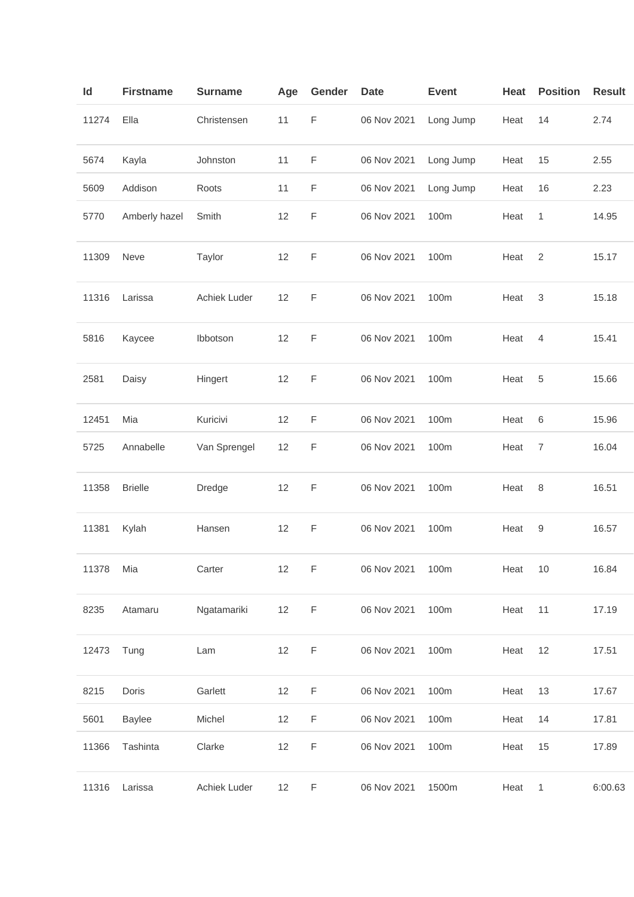| Id | Firstname | Surname | Age | Gender | Date | Event | Heat | Position | Result |
|---|---|---|---|---|---|---|---|---|---|
| 11274 | Ella | Christensen | 11 | F | 06 Nov 2021 | Long Jump | Heat | 14 | 2.74 |
| 5674 | Kayla | Johnston | 11 | F | 06 Nov 2021 | Long Jump | Heat | 15 | 2.55 |
| 5609 | Addison | Roots | 11 | F | 06 Nov 2021 | Long Jump | Heat | 16 | 2.23 |
| 5770 | Amberly hazel | Smith | 12 | F | 06 Nov 2021 | 100m | Heat | 1 | 14.95 |
| 11309 | Neve | Taylor | 12 | F | 06 Nov 2021 | 100m | Heat | 2 | 15.17 |
| 11316 | Larissa | Achiek Luder | 12 | F | 06 Nov 2021 | 100m | Heat | 3 | 15.18 |
| 5816 | Kaycee | Ibbotson | 12 | F | 06 Nov 2021 | 100m | Heat | 4 | 15.41 |
| 2581 | Daisy | Hingert | 12 | F | 06 Nov 2021 | 100m | Heat | 5 | 15.66 |
| 12451 | Mia | Kuricivi | 12 | F | 06 Nov 2021 | 100m | Heat | 6 | 15.96 |
| 5725 | Annabelle | Van Sprengel | 12 | F | 06 Nov 2021 | 100m | Heat | 7 | 16.04 |
| 11358 | Brielle | Dredge | 12 | F | 06 Nov 2021 | 100m | Heat | 8 | 16.51 |
| 11381 | Kylah | Hansen | 12 | F | 06 Nov 2021 | 100m | Heat | 9 | 16.57 |
| 11378 | Mia | Carter | 12 | F | 06 Nov 2021 | 100m | Heat | 10 | 16.84 |
| 8235 | Atamaru | Ngatamariki | 12 | F | 06 Nov 2021 | 100m | Heat | 11 | 17.19 |
| 12473 | Tung | Lam | 12 | F | 06 Nov 2021 | 100m | Heat | 12 | 17.51 |
| 8215 | Doris | Garlett | 12 | F | 06 Nov 2021 | 100m | Heat | 13 | 17.67 |
| 5601 | Baylee | Michel | 12 | F | 06 Nov 2021 | 100m | Heat | 14 | 17.81 |
| 11366 | Tashinta | Clarke | 12 | F | 06 Nov 2021 | 100m | Heat | 15 | 17.89 |
| 11316 | Larissa | Achiek Luder | 12 | F | 06 Nov 2021 | 1500m | Heat | 1 | 6:00.63 |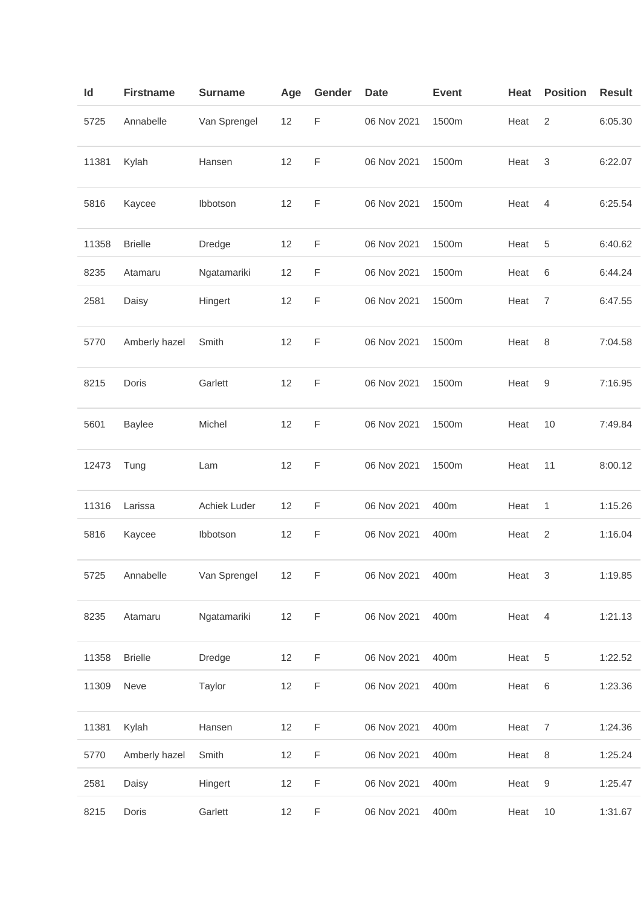| Id | Firstname | Surname | Age | Gender | Date | Event | Heat | Position | Result |
| --- | --- | --- | --- | --- | --- | --- | --- | --- | --- |
| 5725 | Annabelle | Van Sprengel | 12 | F | 06 Nov 2021 | 1500m | Heat | 2 | 6:05.30 |
| 11381 | Kylah | Hansen | 12 | F | 06 Nov 2021 | 1500m | Heat | 3 | 6:22.07 |
| 5816 | Kaycee | Ibbotson | 12 | F | 06 Nov 2021 | 1500m | Heat | 4 | 6:25.54 |
| 11358 | Brielle | Dredge | 12 | F | 06 Nov 2021 | 1500m | Heat | 5 | 6:40.62 |
| 8235 | Atamaru | Ngatamariki | 12 | F | 06 Nov 2021 | 1500m | Heat | 6 | 6:44.24 |
| 2581 | Daisy | Hingert | 12 | F | 06 Nov 2021 | 1500m | Heat | 7 | 6:47.55 |
| 5770 | Amberly hazel | Smith | 12 | F | 06 Nov 2021 | 1500m | Heat | 8 | 7:04.58 |
| 8215 | Doris | Garlett | 12 | F | 06 Nov 2021 | 1500m | Heat | 9 | 7:16.95 |
| 5601 | Baylee | Michel | 12 | F | 06 Nov 2021 | 1500m | Heat | 10 | 7:49.84 |
| 12473 | Tung | Lam | 12 | F | 06 Nov 2021 | 1500m | Heat | 11 | 8:00.12 |
| 11316 | Larissa | Achiek Luder | 12 | F | 06 Nov 2021 | 400m | Heat | 1 | 1:15.26 |
| 5816 | Kaycee | Ibbotson | 12 | F | 06 Nov 2021 | 400m | Heat | 2 | 1:16.04 |
| 5725 | Annabelle | Van Sprengel | 12 | F | 06 Nov 2021 | 400m | Heat | 3 | 1:19.85 |
| 8235 | Atamaru | Ngatamariki | 12 | F | 06 Nov 2021 | 400m | Heat | 4 | 1:21.13 |
| 11358 | Brielle | Dredge | 12 | F | 06 Nov 2021 | 400m | Heat | 5 | 1:22.52 |
| 11309 | Neve | Taylor | 12 | F | 06 Nov 2021 | 400m | Heat | 6 | 1:23.36 |
| 11381 | Kylah | Hansen | 12 | F | 06 Nov 2021 | 400m | Heat | 7 | 1:24.36 |
| 5770 | Amberly hazel | Smith | 12 | F | 06 Nov 2021 | 400m | Heat | 8 | 1:25.24 |
| 2581 | Daisy | Hingert | 12 | F | 06 Nov 2021 | 400m | Heat | 9 | 1:25.47 |
| 8215 | Doris | Garlett | 12 | F | 06 Nov 2021 | 400m | Heat | 10 | 1:31.67 |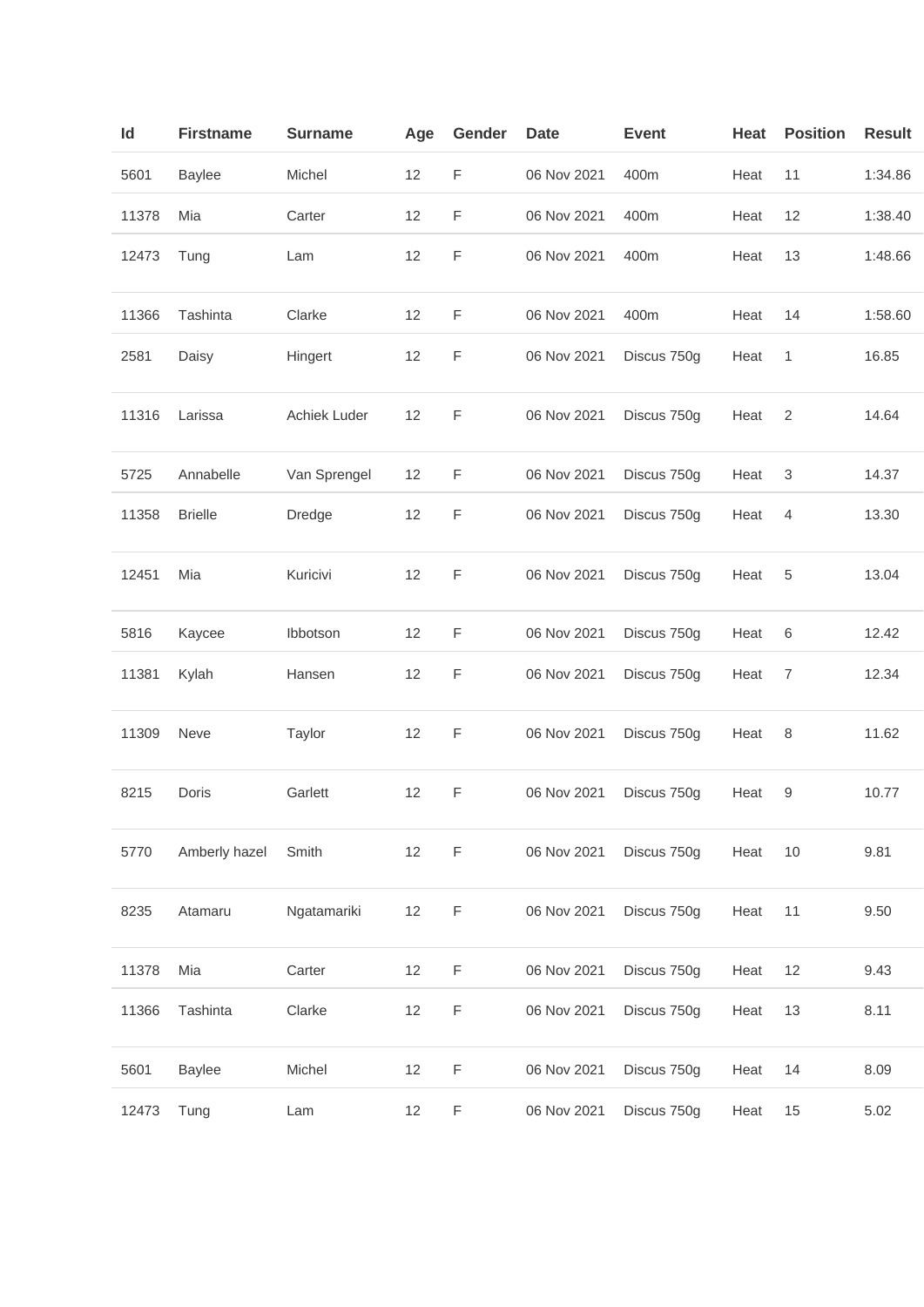| Id | Firstname | Surname | Age | Gender | Date | Event | Heat | Position | Result |
|---|---|---|---|---|---|---|---|---|---|
| 5601 | Baylee | Michel | 12 | F | 06 Nov 2021 | 400m | Heat | 11 | 1:34.86 |
| 11378 | Mia | Carter | 12 | F | 06 Nov 2021 | 400m | Heat | 12 | 1:38.40 |
| 12473 | Tung | Lam | 12 | F | 06 Nov 2021 | 400m | Heat | 13 | 1:48.66 |
| 11366 | Tashinta | Clarke | 12 | F | 06 Nov 2021 | 400m | Heat | 14 | 1:58.60 |
| 2581 | Daisy | Hingert | 12 | F | 06 Nov 2021 | Discus 750g | Heat | 1 | 16.85 |
| 11316 | Larissa | Achiek Luder | 12 | F | 06 Nov 2021 | Discus 750g | Heat | 2 | 14.64 |
| 5725 | Annabelle | Van Sprengel | 12 | F | 06 Nov 2021 | Discus 750g | Heat | 3 | 14.37 |
| 11358 | Brielle | Dredge | 12 | F | 06 Nov 2021 | Discus 750g | Heat | 4 | 13.30 |
| 12451 | Mia | Kuricivi | 12 | F | 06 Nov 2021 | Discus 750g | Heat | 5 | 13.04 |
| 5816 | Kaycee | Ibbotson | 12 | F | 06 Nov 2021 | Discus 750g | Heat | 6 | 12.42 |
| 11381 | Kylah | Hansen | 12 | F | 06 Nov 2021 | Discus 750g | Heat | 7 | 12.34 |
| 11309 | Neve | Taylor | 12 | F | 06 Nov 2021 | Discus 750g | Heat | 8 | 11.62 |
| 8215 | Doris | Garlett | 12 | F | 06 Nov 2021 | Discus 750g | Heat | 9 | 10.77 |
| 5770 | Amberly hazel | Smith | 12 | F | 06 Nov 2021 | Discus 750g | Heat | 10 | 9.81 |
| 8235 | Atamaru | Ngatamariki | 12 | F | 06 Nov 2021 | Discus 750g | Heat | 11 | 9.50 |
| 11378 | Mia | Carter | 12 | F | 06 Nov 2021 | Discus 750g | Heat | 12 | 9.43 |
| 11366 | Tashinta | Clarke | 12 | F | 06 Nov 2021 | Discus 750g | Heat | 13 | 8.11 |
| 5601 | Baylee | Michel | 12 | F | 06 Nov 2021 | Discus 750g | Heat | 14 | 8.09 |
| 12473 | Tung | Lam | 12 | F | 06 Nov 2021 | Discus 750g | Heat | 15 | 5.02 |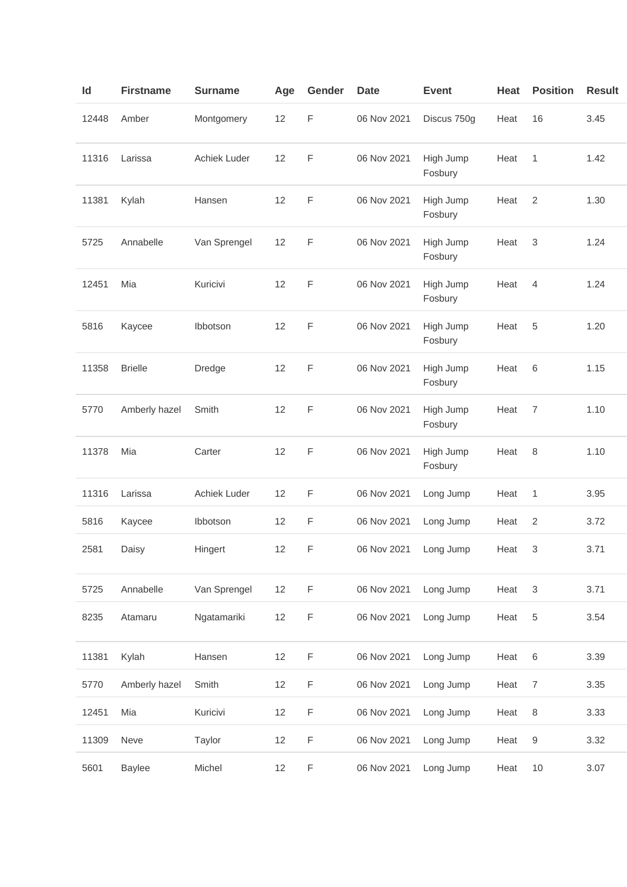| Id | Firstname | Surname | Age | Gender | Date | Event | Heat | Position | Result |
|---|---|---|---|---|---|---|---|---|---|
| 12448 | Amber | Montgomery | 12 | F | 06 Nov 2021 | Discus 750g | Heat | 16 | 3.45 |
| 11316 | Larissa | Achiek Luder | 12 | F | 06 Nov 2021 | High Jump Fosbury | Heat | 1 | 1.42 |
| 11381 | Kylah | Hansen | 12 | F | 06 Nov 2021 | High Jump Fosbury | Heat | 2 | 1.30 |
| 5725 | Annabelle | Van Sprengel | 12 | F | 06 Nov 2021 | High Jump Fosbury | Heat | 3 | 1.24 |
| 12451 | Mia | Kuricivi | 12 | F | 06 Nov 2021 | High Jump Fosbury | Heat | 4 | 1.24 |
| 5816 | Kaycee | Ibbotson | 12 | F | 06 Nov 2021 | High Jump Fosbury | Heat | 5 | 1.20 |
| 11358 | Brielle | Dredge | 12 | F | 06 Nov 2021 | High Jump Fosbury | Heat | 6 | 1.15 |
| 5770 | Amberly hazel | Smith | 12 | F | 06 Nov 2021 | High Jump Fosbury | Heat | 7 | 1.10 |
| 11378 | Mia | Carter | 12 | F | 06 Nov 2021 | High Jump Fosbury | Heat | 8 | 1.10 |
| 11316 | Larissa | Achiek Luder | 12 | F | 06 Nov 2021 | Long Jump | Heat | 1 | 3.95 |
| 5816 | Kaycee | Ibbotson | 12 | F | 06 Nov 2021 | Long Jump | Heat | 2 | 3.72 |
| 2581 | Daisy | Hingert | 12 | F | 06 Nov 2021 | Long Jump | Heat | 3 | 3.71 |
| 5725 | Annabelle | Van Sprengel | 12 | F | 06 Nov 2021 | Long Jump | Heat | 3 | 3.71 |
| 8235 | Atamaru | Ngatamariki | 12 | F | 06 Nov 2021 | Long Jump | Heat | 5 | 3.54 |
| 11381 | Kylah | Hansen | 12 | F | 06 Nov 2021 | Long Jump | Heat | 6 | 3.39 |
| 5770 | Amberly hazel | Smith | 12 | F | 06 Nov 2021 | Long Jump | Heat | 7 | 3.35 |
| 12451 | Mia | Kuricivi | 12 | F | 06 Nov 2021 | Long Jump | Heat | 8 | 3.33 |
| 11309 | Neve | Taylor | 12 | F | 06 Nov 2021 | Long Jump | Heat | 9 | 3.32 |
| 5601 | Baylee | Michel | 12 | F | 06 Nov 2021 | Long Jump | Heat | 10 | 3.07 |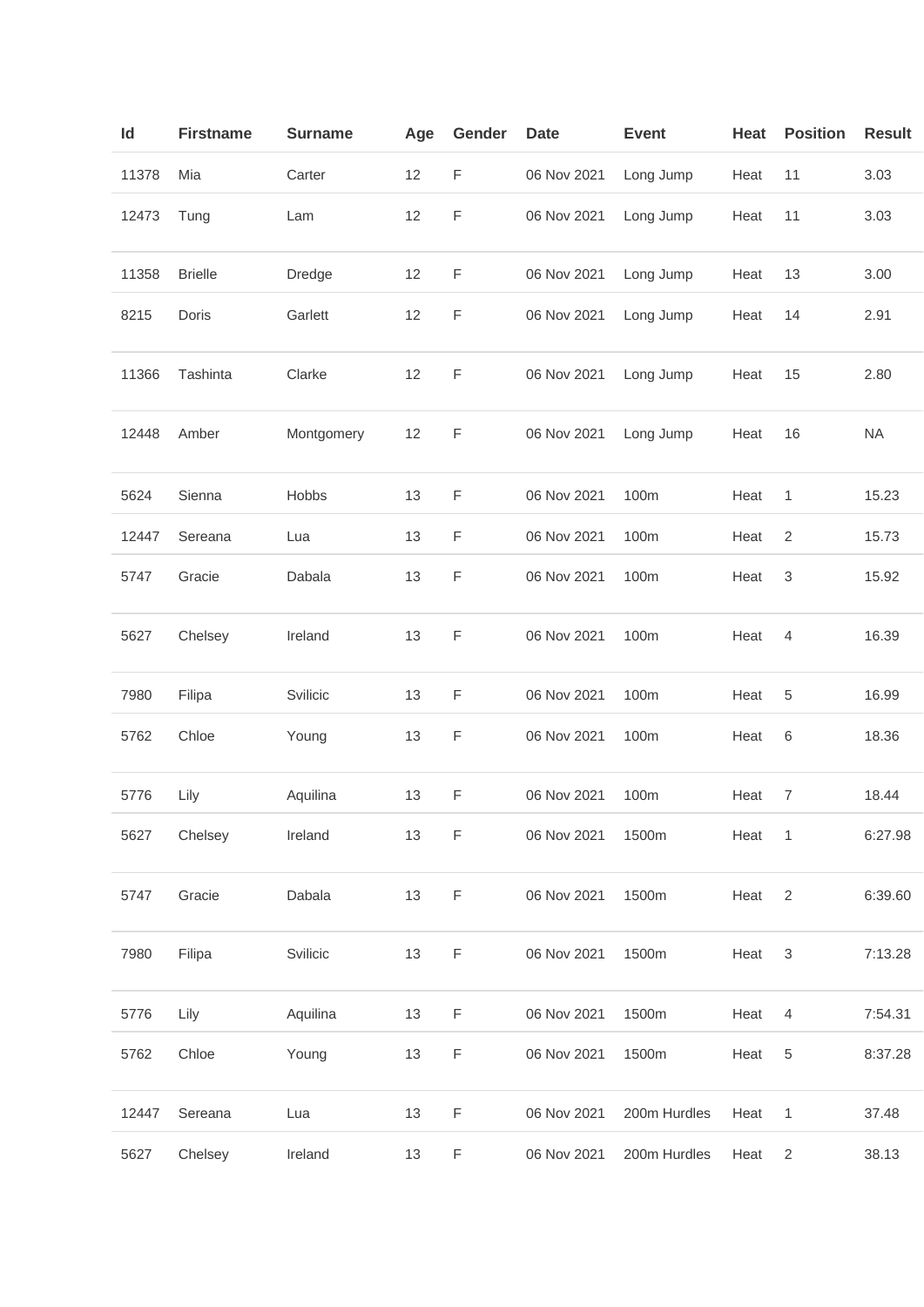| Id | Firstname | Surname | Age | Gender | Date | Event | Heat | Position | Result |
|---|---|---|---|---|---|---|---|---|---|
| 11378 | Mia | Carter | 12 | F | 06 Nov 2021 | Long Jump | Heat | 11 | 3.03 |
| 12473 | Tung | Lam | 12 | F | 06 Nov 2021 | Long Jump | Heat | 11 | 3.03 |
| 11358 | Brielle | Dredge | 12 | F | 06 Nov 2021 | Long Jump | Heat | 13 | 3.00 |
| 8215 | Doris | Garlett | 12 | F | 06 Nov 2021 | Long Jump | Heat | 14 | 2.91 |
| 11366 | Tashinta | Clarke | 12 | F | 06 Nov 2021 | Long Jump | Heat | 15 | 2.80 |
| 12448 | Amber | Montgomery | 12 | F | 06 Nov 2021 | Long Jump | Heat | 16 | NA |
| 5624 | Sienna | Hobbs | 13 | F | 06 Nov 2021 | 100m | Heat | 1 | 15.23 |
| 12447 | Sereana | Lua | 13 | F | 06 Nov 2021 | 100m | Heat | 2 | 15.73 |
| 5747 | Gracie | Dabala | 13 | F | 06 Nov 2021 | 100m | Heat | 3 | 15.92 |
| 5627 | Chelsey | Ireland | 13 | F | 06 Nov 2021 | 100m | Heat | 4 | 16.39 |
| 7980 | Filipa | Svilicic | 13 | F | 06 Nov 2021 | 100m | Heat | 5 | 16.99 |
| 5762 | Chloe | Young | 13 | F | 06 Nov 2021 | 100m | Heat | 6 | 18.36 |
| 5776 | Lily | Aquilina | 13 | F | 06 Nov 2021 | 100m | Heat | 7 | 18.44 |
| 5627 | Chelsey | Ireland | 13 | F | 06 Nov 2021 | 1500m | Heat | 1 | 6:27.98 |
| 5747 | Gracie | Dabala | 13 | F | 06 Nov 2021 | 1500m | Heat | 2 | 6:39.60 |
| 7980 | Filipa | Svilicic | 13 | F | 06 Nov 2021 | 1500m | Heat | 3 | 7:13.28 |
| 5776 | Lily | Aquilina | 13 | F | 06 Nov 2021 | 1500m | Heat | 4 | 7:54.31 |
| 5762 | Chloe | Young | 13 | F | 06 Nov 2021 | 1500m | Heat | 5 | 8:37.28 |
| 12447 | Sereana | Lua | 13 | F | 06 Nov 2021 | 200m Hurdles | Heat | 1 | 37.48 |
| 5627 | Chelsey | Ireland | 13 | F | 06 Nov 2021 | 200m Hurdles | Heat | 2 | 38.13 |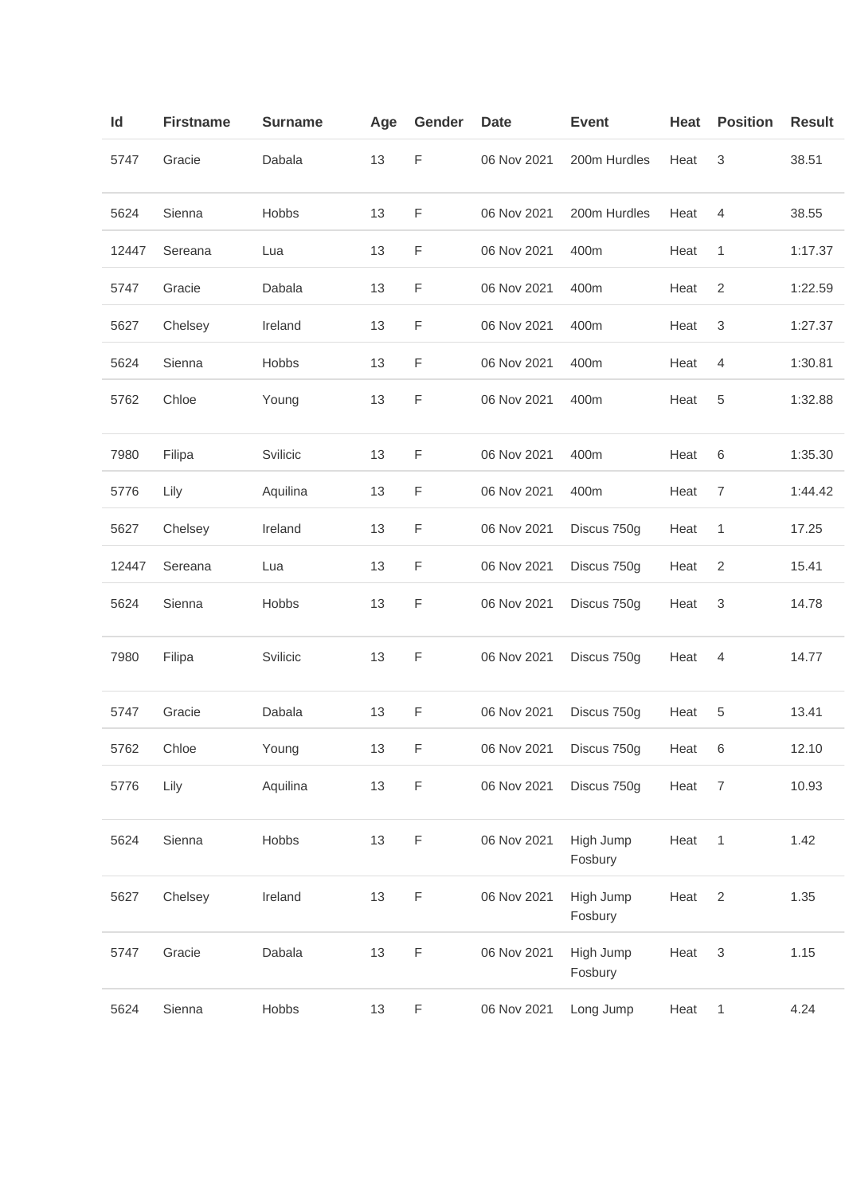| Id | Firstname | Surname | Age | Gender | Date | Event | Heat | Position | Result |
|---|---|---|---|---|---|---|---|---|---|
| 5747 | Gracie | Dabala | 13 | F | 06 Nov 2021 | 200m Hurdles | Heat | 3 | 38.51 |
| 5624 | Sienna | Hobbs | 13 | F | 06 Nov 2021 | 200m Hurdles | Heat | 4 | 38.55 |
| 12447 | Sereana | Lua | 13 | F | 06 Nov 2021 | 400m | Heat | 1 | 1:17.37 |
| 5747 | Gracie | Dabala | 13 | F | 06 Nov 2021 | 400m | Heat | 2 | 1:22.59 |
| 5627 | Chelsey | Ireland | 13 | F | 06 Nov 2021 | 400m | Heat | 3 | 1:27.37 |
| 5624 | Sienna | Hobbs | 13 | F | 06 Nov 2021 | 400m | Heat | 4 | 1:30.81 |
| 5762 | Chloe | Young | 13 | F | 06 Nov 2021 | 400m | Heat | 5 | 1:32.88 |
| 7980 | Filipa | Svilicic | 13 | F | 06 Nov 2021 | 400m | Heat | 6 | 1:35.30 |
| 5776 | Lily | Aquilina | 13 | F | 06 Nov 2021 | 400m | Heat | 7 | 1:44.42 |
| 5627 | Chelsey | Ireland | 13 | F | 06 Nov 2021 | Discus 750g | Heat | 1 | 17.25 |
| 12447 | Sereana | Lua | 13 | F | 06 Nov 2021 | Discus 750g | Heat | 2 | 15.41 |
| 5624 | Sienna | Hobbs | 13 | F | 06 Nov 2021 | Discus 750g | Heat | 3 | 14.78 |
| 7980 | Filipa | Svilicic | 13 | F | 06 Nov 2021 | Discus 750g | Heat | 4 | 14.77 |
| 5747 | Gracie | Dabala | 13 | F | 06 Nov 2021 | Discus 750g | Heat | 5 | 13.41 |
| 5762 | Chloe | Young | 13 | F | 06 Nov 2021 | Discus 750g | Heat | 6 | 12.10 |
| 5776 | Lily | Aquilina | 13 | F | 06 Nov 2021 | Discus 750g | Heat | 7 | 10.93 |
| 5624 | Sienna | Hobbs | 13 | F | 06 Nov 2021 | High Jump Fosbury | Heat | 1 | 1.42 |
| 5627 | Chelsey | Ireland | 13 | F | 06 Nov 2021 | High Jump Fosbury | Heat | 2 | 1.35 |
| 5747 | Gracie | Dabala | 13 | F | 06 Nov 2021 | High Jump Fosbury | Heat | 3 | 1.15 |
| 5624 | Sienna | Hobbs | 13 | F | 06 Nov 2021 | Long Jump | Heat | 1 | 4.24 |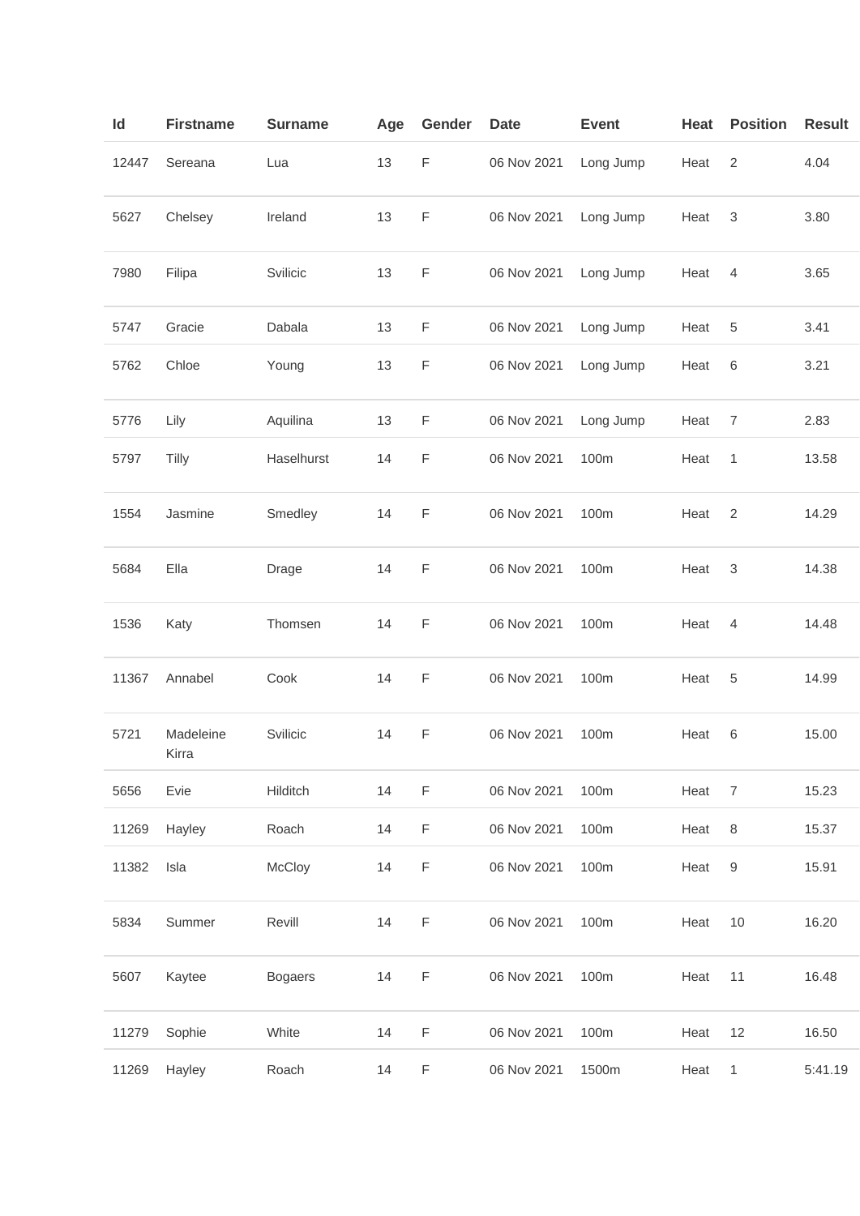| Id | Firstname | Surname | Age | Gender | Date | Event | Heat | Position | Result |
|---|---|---|---|---|---|---|---|---|---|
| 12447 | Sereana | Lua | 13 | F | 06 Nov 2021 | Long Jump | Heat | 2 | 4.04 |
| 5627 | Chelsey | Ireland | 13 | F | 06 Nov 2021 | Long Jump | Heat | 3 | 3.80 |
| 7980 | Filipa | Svilicic | 13 | F | 06 Nov 2021 | Long Jump | Heat | 4 | 3.65 |
| 5747 | Gracie | Dabala | 13 | F | 06 Nov 2021 | Long Jump | Heat | 5 | 3.41 |
| 5762 | Chloe | Young | 13 | F | 06 Nov 2021 | Long Jump | Heat | 6 | 3.21 |
| 5776 | Lily | Aquilina | 13 | F | 06 Nov 2021 | Long Jump | Heat | 7 | 2.83 |
| 5797 | Tilly | Haselhurst | 14 | F | 06 Nov 2021 | 100m | Heat | 1 | 13.58 |
| 1554 | Jasmine | Smedley | 14 | F | 06 Nov 2021 | 100m | Heat | 2 | 14.29 |
| 5684 | Ella | Drage | 14 | F | 06 Nov 2021 | 100m | Heat | 3 | 14.38 |
| 1536 | Katy | Thomsen | 14 | F | 06 Nov 2021 | 100m | Heat | 4 | 14.48 |
| 11367 | Annabel | Cook | 14 | F | 06 Nov 2021 | 100m | Heat | 5 | 14.99 |
| 5721 | Madeleine Kirra | Svilicic | 14 | F | 06 Nov 2021 | 100m | Heat | 6 | 15.00 |
| 5656 | Evie | Hilditch | 14 | F | 06 Nov 2021 | 100m | Heat | 7 | 15.23 |
| 11269 | Hayley | Roach | 14 | F | 06 Nov 2021 | 100m | Heat | 8 | 15.37 |
| 11382 | Isla | McCloy | 14 | F | 06 Nov 2021 | 100m | Heat | 9 | 15.91 |
| 5834 | Summer | Revill | 14 | F | 06 Nov 2021 | 100m | Heat | 10 | 16.20 |
| 5607 | Kaytee | Bogaers | 14 | F | 06 Nov 2021 | 100m | Heat | 11 | 16.48 |
| 11279 | Sophie | White | 14 | F | 06 Nov 2021 | 100m | Heat | 12 | 16.50 |
| 11269 | Hayley | Roach | 14 | F | 06 Nov 2021 | 1500m | Heat | 1 | 5:41.19 |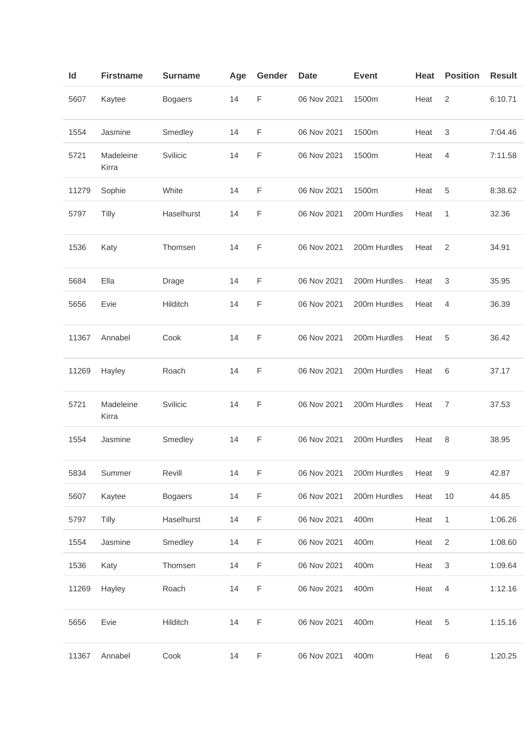| Id | Firstname | Surname | Age | Gender | Date | Event | Heat | Position | Result |
|---|---|---|---|---|---|---|---|---|---|
| 5607 | Kaytee | Bogaers | 14 | F | 06 Nov 2021 | 1500m | Heat | 2 | 6:10.71 |
| 1554 | Jasmine | Smedley | 14 | F | 06 Nov 2021 | 1500m | Heat | 3 | 7:04.46 |
| 5721 | Madeleine Kirra | Svilicic | 14 | F | 06 Nov 2021 | 1500m | Heat | 4 | 7:11.58 |
| 11279 | Sophie | White | 14 | F | 06 Nov 2021 | 1500m | Heat | 5 | 8:38.62 |
| 5797 | Tilly | Haselhurst | 14 | F | 06 Nov 2021 | 200m Hurdles | Heat | 1 | 32.36 |
| 1536 | Katy | Thomsen | 14 | F | 06 Nov 2021 | 200m Hurdles | Heat | 2 | 34.91 |
| 5684 | Ella | Drage | 14 | F | 06 Nov 2021 | 200m Hurdles | Heat | 3 | 35.95 |
| 5656 | Evie | Hilditch | 14 | F | 06 Nov 2021 | 200m Hurdles | Heat | 4 | 36.39 |
| 11367 | Annabel | Cook | 14 | F | 06 Nov 2021 | 200m Hurdles | Heat | 5 | 36.42 |
| 11269 | Hayley | Roach | 14 | F | 06 Nov 2021 | 200m Hurdles | Heat | 6 | 37.17 |
| 5721 | Madeleine Kirra | Svilicic | 14 | F | 06 Nov 2021 | 200m Hurdles | Heat | 7 | 37.53 |
| 1554 | Jasmine | Smedley | 14 | F | 06 Nov 2021 | 200m Hurdles | Heat | 8 | 38.95 |
| 5834 | Summer | Revill | 14 | F | 06 Nov 2021 | 200m Hurdles | Heat | 9 | 42.87 |
| 5607 | Kaytee | Bogaers | 14 | F | 06 Nov 2021 | 200m Hurdles | Heat | 10 | 44.85 |
| 5797 | Tilly | Haselhurst | 14 | F | 06 Nov 2021 | 400m | Heat | 1 | 1:06.26 |
| 1554 | Jasmine | Smedley | 14 | F | 06 Nov 2021 | 400m | Heat | 2 | 1:08.60 |
| 1536 | Katy | Thomsen | 14 | F | 06 Nov 2021 | 400m | Heat | 3 | 1:09.64 |
| 11269 | Hayley | Roach | 14 | F | 06 Nov 2021 | 400m | Heat | 4 | 1:12.16 |
| 5656 | Evie | Hilditch | 14 | F | 06 Nov 2021 | 400m | Heat | 5 | 1:15.16 |
| 11367 | Annabel | Cook | 14 | F | 06 Nov 2021 | 400m | Heat | 6 | 1:20.25 |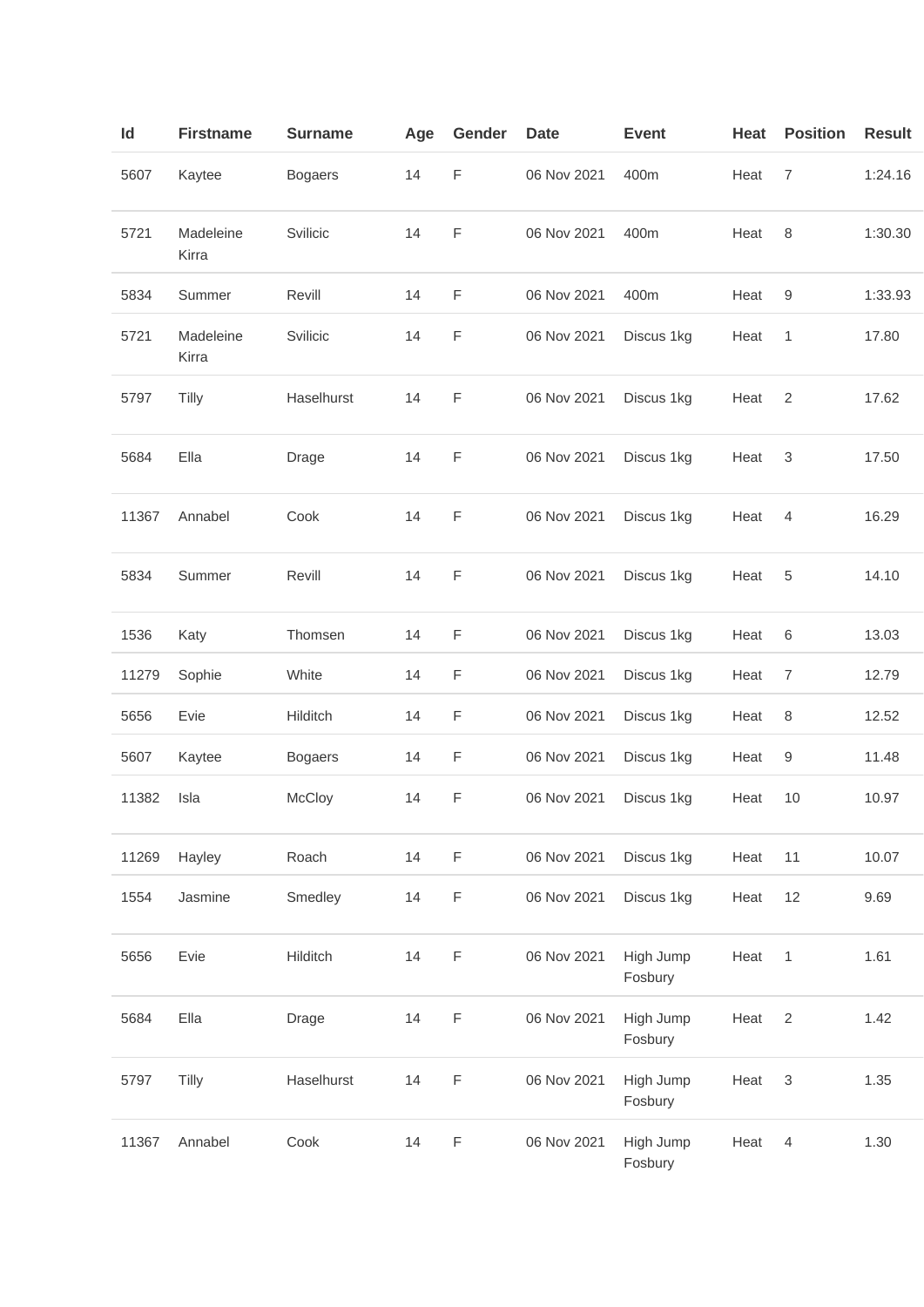| Id | Firstname | Surname | Age | Gender | Date | Event | Heat | Position | Result |
| --- | --- | --- | --- | --- | --- | --- | --- | --- | --- |
| 5607 | Kaytee | Bogaers | 14 | F | 06 Nov 2021 | 400m | Heat | 7 | 1:24.16 |
| 5721 | Madeleine Kirra | Svilicic | 14 | F | 06 Nov 2021 | 400m | Heat | 8 | 1:30.30 |
| 5834 | Summer | Revill | 14 | F | 06 Nov 2021 | 400m | Heat | 9 | 1:33.93 |
| 5721 | Madeleine Kirra | Svilicic | 14 | F | 06 Nov 2021 | Discus 1kg | Heat | 1 | 17.80 |
| 5797 | Tilly | Haselhurst | 14 | F | 06 Nov 2021 | Discus 1kg | Heat | 2 | 17.62 |
| 5684 | Ella | Drage | 14 | F | 06 Nov 2021 | Discus 1kg | Heat | 3 | 17.50 |
| 11367 | Annabel | Cook | 14 | F | 06 Nov 2021 | Discus 1kg | Heat | 4 | 16.29 |
| 5834 | Summer | Revill | 14 | F | 06 Nov 2021 | Discus 1kg | Heat | 5 | 14.10 |
| 1536 | Katy | Thomsen | 14 | F | 06 Nov 2021 | Discus 1kg | Heat | 6 | 13.03 |
| 11279 | Sophie | White | 14 | F | 06 Nov 2021 | Discus 1kg | Heat | 7 | 12.79 |
| 5656 | Evie | Hilditch | 14 | F | 06 Nov 2021 | Discus 1kg | Heat | 8 | 12.52 |
| 5607 | Kaytee | Bogaers | 14 | F | 06 Nov 2021 | Discus 1kg | Heat | 9 | 11.48 |
| 11382 | Isla | McCloy | 14 | F | 06 Nov 2021 | Discus 1kg | Heat | 10 | 10.97 |
| 11269 | Hayley | Roach | 14 | F | 06 Nov 2021 | Discus 1kg | Heat | 11 | 10.07 |
| 1554 | Jasmine | Smedley | 14 | F | 06 Nov 2021 | Discus 1kg | Heat | 12 | 9.69 |
| 5656 | Evie | Hilditch | 14 | F | 06 Nov 2021 | High Jump Fosbury | Heat | 1 | 1.61 |
| 5684 | Ella | Drage | 14 | F | 06 Nov 2021 | High Jump Fosbury | Heat | 2 | 1.42 |
| 5797 | Tilly | Haselhurst | 14 | F | 06 Nov 2021 | High Jump Fosbury | Heat | 3 | 1.35 |
| 11367 | Annabel | Cook | 14 | F | 06 Nov 2021 | High Jump Fosbury | Heat | 4 | 1.30 |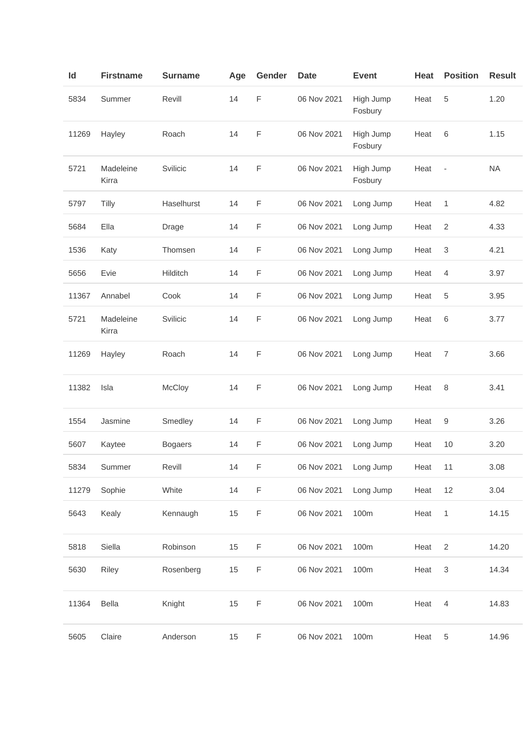| Id | Firstname | Surname | Age | Gender | Date | Event | Heat | Position | Result |
|---|---|---|---|---|---|---|---|---|---|
| 5834 | Summer | Revill | 14 | F | 06 Nov 2021 | High Jump Fosbury | Heat | 5 | 1.20 |
| 11269 | Hayley | Roach | 14 | F | 06 Nov 2021 | High Jump Fosbury | Heat | 6 | 1.15 |
| 5721 | Madeleine Kirra | Svilicic | 14 | F | 06 Nov 2021 | High Jump Fosbury | Heat | - | NA |
| 5797 | Tilly | Haselhurst | 14 | F | 06 Nov 2021 | Long Jump | Heat | 1 | 4.82 |
| 5684 | Ella | Drage | 14 | F | 06 Nov 2021 | Long Jump | Heat | 2 | 4.33 |
| 1536 | Katy | Thomsen | 14 | F | 06 Nov 2021 | Long Jump | Heat | 3 | 4.21 |
| 5656 | Evie | Hilditch | 14 | F | 06 Nov 2021 | Long Jump | Heat | 4 | 3.97 |
| 11367 | Annabel | Cook | 14 | F | 06 Nov 2021 | Long Jump | Heat | 5 | 3.95 |
| 5721 | Madeleine Kirra | Svilicic | 14 | F | 06 Nov 2021 | Long Jump | Heat | 6 | 3.77 |
| 11269 | Hayley | Roach | 14 | F | 06 Nov 2021 | Long Jump | Heat | 7 | 3.66 |
| 11382 | Isla | McCloy | 14 | F | 06 Nov 2021 | Long Jump | Heat | 8 | 3.41 |
| 1554 | Jasmine | Smedley | 14 | F | 06 Nov 2021 | Long Jump | Heat | 9 | 3.26 |
| 5607 | Kaytee | Bogaers | 14 | F | 06 Nov 2021 | Long Jump | Heat | 10 | 3.20 |
| 5834 | Summer | Revill | 14 | F | 06 Nov 2021 | Long Jump | Heat | 11 | 3.08 |
| 11279 | Sophie | White | 14 | F | 06 Nov 2021 | Long Jump | Heat | 12 | 3.04 |
| 5643 | Kealy | Kennaugh | 15 | F | 06 Nov 2021 | 100m | Heat | 1 | 14.15 |
| 5818 | Siella | Robinson | 15 | F | 06 Nov 2021 | 100m | Heat | 2 | 14.20 |
| 5630 | Riley | Rosenberg | 15 | F | 06 Nov 2021 | 100m | Heat | 3 | 14.34 |
| 11364 | Bella | Knight | 15 | F | 06 Nov 2021 | 100m | Heat | 4 | 14.83 |
| 5605 | Claire | Anderson | 15 | F | 06 Nov 2021 | 100m | Heat | 5 | 14.96 |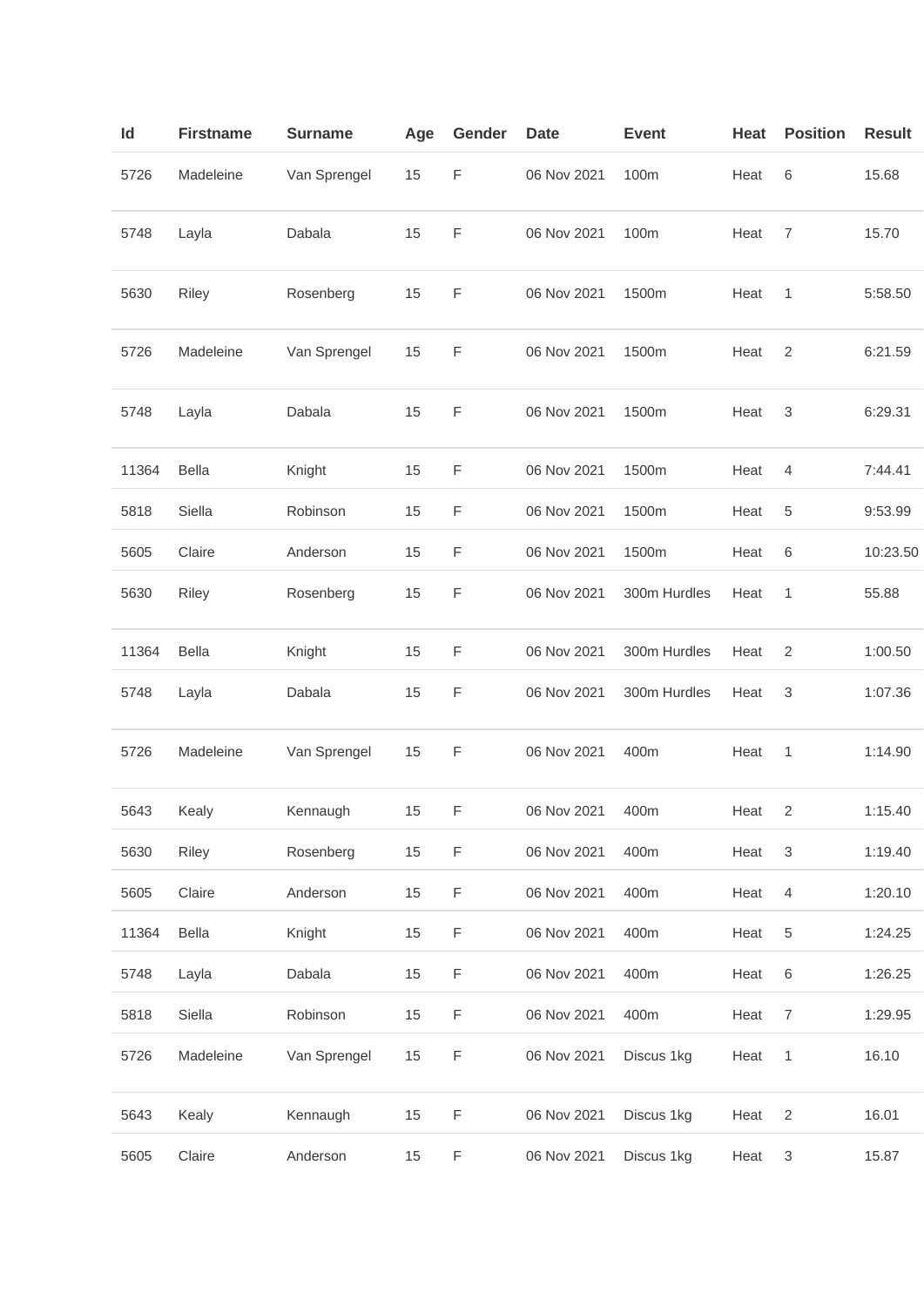| Id | Firstname | Surname | Age | Gender | Date | Event | Heat | Position | Result |
|---|---|---|---|---|---|---|---|---|---|
| 5726 | Madeleine | Van Sprengel | 15 | F | 06 Nov 2021 | 100m | Heat | 6 | 15.68 |
| 5748 | Layla | Dabala | 15 | F | 06 Nov 2021 | 100m | Heat | 7 | 15.70 |
| 5630 | Riley | Rosenberg | 15 | F | 06 Nov 2021 | 1500m | Heat | 1 | 5:58.50 |
| 5726 | Madeleine | Van Sprengel | 15 | F | 06 Nov 2021 | 1500m | Heat | 2 | 6:21.59 |
| 5748 | Layla | Dabala | 15 | F | 06 Nov 2021 | 1500m | Heat | 3 | 6:29.31 |
| 11364 | Bella | Knight | 15 | F | 06 Nov 2021 | 1500m | Heat | 4 | 7:44.41 |
| 5818 | Siella | Robinson | 15 | F | 06 Nov 2021 | 1500m | Heat | 5 | 9:53.99 |
| 5605 | Claire | Anderson | 15 | F | 06 Nov 2021 | 1500m | Heat | 6 | 10:23.50 |
| 5630 | Riley | Rosenberg | 15 | F | 06 Nov 2021 | 300m Hurdles | Heat | 1 | 55.88 |
| 11364 | Bella | Knight | 15 | F | 06 Nov 2021 | 300m Hurdles | Heat | 2 | 1:00.50 |
| 5748 | Layla | Dabala | 15 | F | 06 Nov 2021 | 300m Hurdles | Heat | 3 | 1:07.36 |
| 5726 | Madeleine | Van Sprengel | 15 | F | 06 Nov 2021 | 400m | Heat | 1 | 1:14.90 |
| 5643 | Kealy | Kennaugh | 15 | F | 06 Nov 2021 | 400m | Heat | 2 | 1:15.40 |
| 5630 | Riley | Rosenberg | 15 | F | 06 Nov 2021 | 400m | Heat | 3 | 1:19.40 |
| 5605 | Claire | Anderson | 15 | F | 06 Nov 2021 | 400m | Heat | 4 | 1:20.10 |
| 11364 | Bella | Knight | 15 | F | 06 Nov 2021 | 400m | Heat | 5 | 1:24.25 |
| 5748 | Layla | Dabala | 15 | F | 06 Nov 2021 | 400m | Heat | 6 | 1:26.25 |
| 5818 | Siella | Robinson | 15 | F | 06 Nov 2021 | 400m | Heat | 7 | 1:29.95 |
| 5726 | Madeleine | Van Sprengel | 15 | F | 06 Nov 2021 | Discus 1kg | Heat | 1 | 16.10 |
| 5643 | Kealy | Kennaugh | 15 | F | 06 Nov 2021 | Discus 1kg | Heat | 2 | 16.01 |
| 5605 | Claire | Anderson | 15 | F | 06 Nov 2021 | Discus 1kg | Heat | 3 | 15.87 |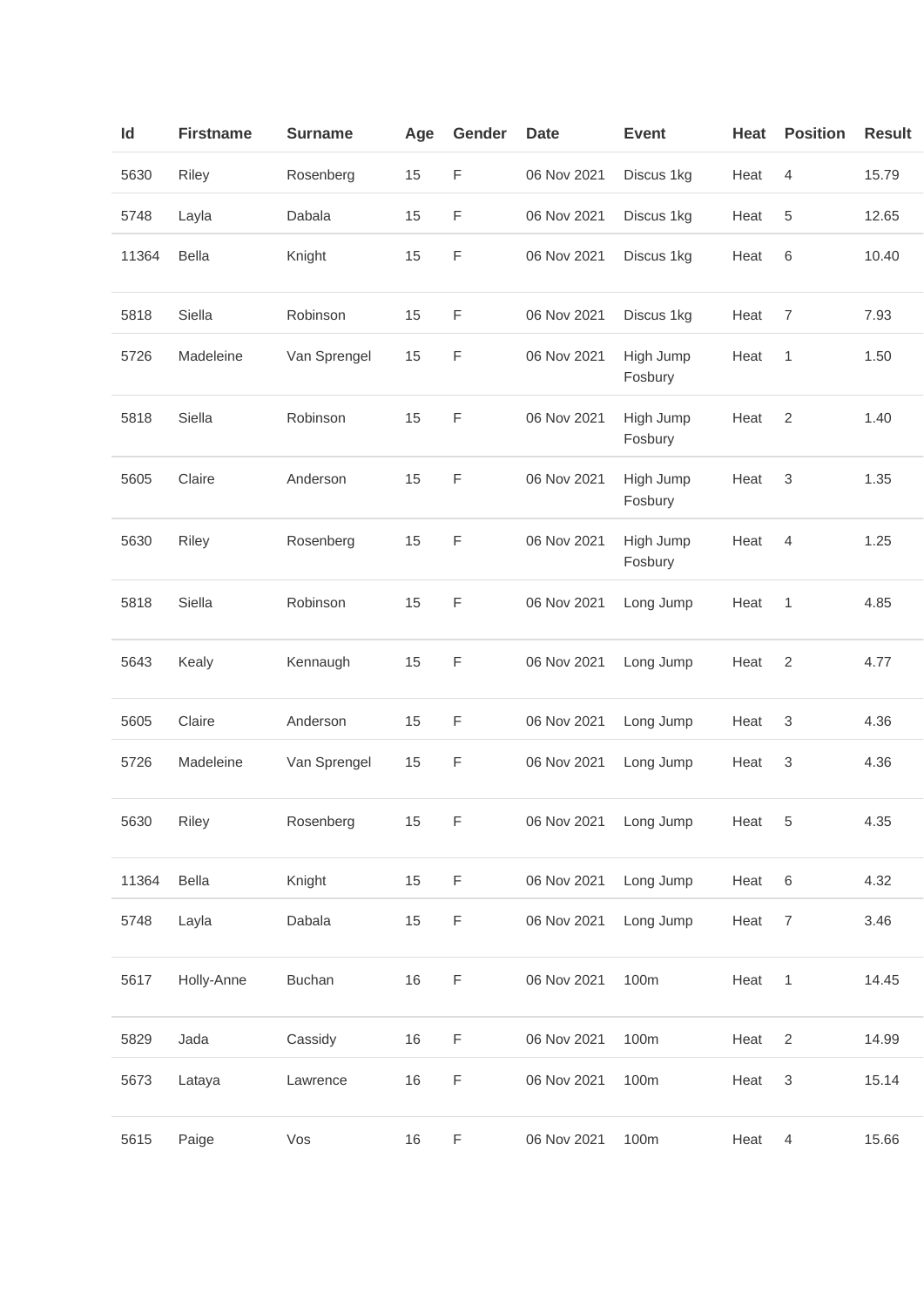| Id | Firstname | Surname | Age | Gender | Date | Event | Heat | Position | Result |
|---|---|---|---|---|---|---|---|---|---|
| 5630 | Riley | Rosenberg | 15 | F | 06 Nov 2021 | Discus 1kg | Heat | 4 | 15.79 |
| 5748 | Layla | Dabala | 15 | F | 06 Nov 2021 | Discus 1kg | Heat | 5 | 12.65 |
| 11364 | Bella | Knight | 15 | F | 06 Nov 2021 | Discus 1kg | Heat | 6 | 10.40 |
| 5818 | Siella | Robinson | 15 | F | 06 Nov 2021 | Discus 1kg | Heat | 7 | 7.93 |
| 5726 | Madeleine | Van Sprengel | 15 | F | 06 Nov 2021 | High Jump Fosbury | Heat | 1 | 1.50 |
| 5818 | Siella | Robinson | 15 | F | 06 Nov 2021 | High Jump Fosbury | Heat | 2 | 1.40 |
| 5605 | Claire | Anderson | 15 | F | 06 Nov 2021 | High Jump Fosbury | Heat | 3 | 1.35 |
| 5630 | Riley | Rosenberg | 15 | F | 06 Nov 2021 | High Jump Fosbury | Heat | 4 | 1.25 |
| 5818 | Siella | Robinson | 15 | F | 06 Nov 2021 | Long Jump | Heat | 1 | 4.85 |
| 5643 | Kealy | Kennaugh | 15 | F | 06 Nov 2021 | Long Jump | Heat | 2 | 4.77 |
| 5605 | Claire | Anderson | 15 | F | 06 Nov 2021 | Long Jump | Heat | 3 | 4.36 |
| 5726 | Madeleine | Van Sprengel | 15 | F | 06 Nov 2021 | Long Jump | Heat | 3 | 4.36 |
| 5630 | Riley | Rosenberg | 15 | F | 06 Nov 2021 | Long Jump | Heat | 5 | 4.35 |
| 11364 | Bella | Knight | 15 | F | 06 Nov 2021 | Long Jump | Heat | 6 | 4.32 |
| 5748 | Layla | Dabala | 15 | F | 06 Nov 2021 | Long Jump | Heat | 7 | 3.46 |
| 5617 | Holly-Anne | Buchan | 16 | F | 06 Nov 2021 | 100m | Heat | 1 | 14.45 |
| 5829 | Jada | Cassidy | 16 | F | 06 Nov 2021 | 100m | Heat | 2 | 14.99 |
| 5673 | Lataya | Lawrence | 16 | F | 06 Nov 2021 | 100m | Heat | 3 | 15.14 |
| 5615 | Paige | Vos | 16 | F | 06 Nov 2021 | 100m | Heat | 4 | 15.66 |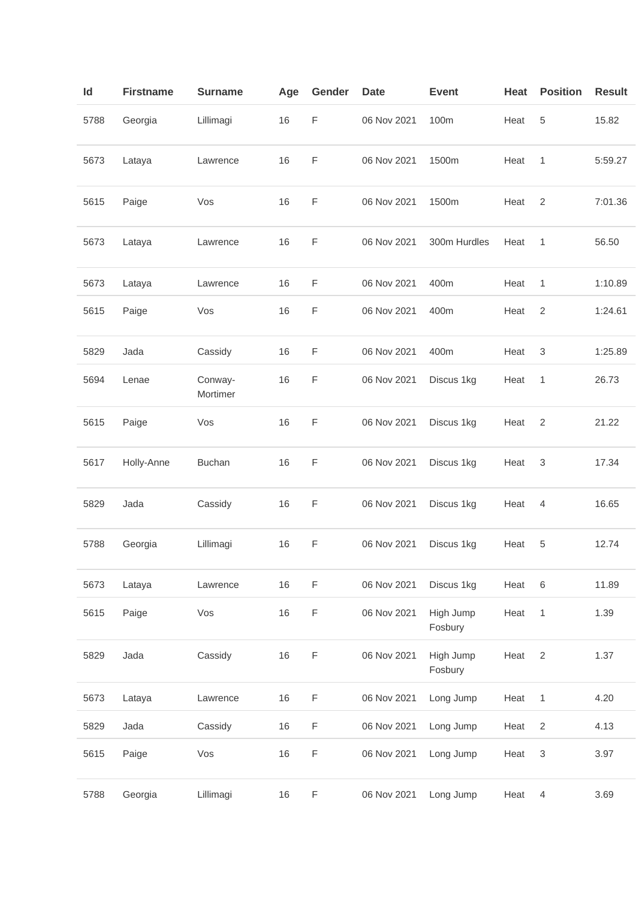| Id | Firstname | Surname | Age | Gender | Date | Event | Heat | Position | Result |
|---|---|---|---|---|---|---|---|---|---|
| 5788 | Georgia | Lillimagi | 16 | F | 06 Nov 2021 | 100m | Heat | 5 | 15.82 |
| 5673 | Lataya | Lawrence | 16 | F | 06 Nov 2021 | 1500m | Heat | 1 | 5:59.27 |
| 5615 | Paige | Vos | 16 | F | 06 Nov 2021 | 1500m | Heat | 2 | 7:01.36 |
| 5673 | Lataya | Lawrence | 16 | F | 06 Nov 2021 | 300m Hurdles | Heat | 1 | 56.50 |
| 5673 | Lataya | Lawrence | 16 | F | 06 Nov 2021 | 400m | Heat | 1 | 1:10.89 |
| 5615 | Paige | Vos | 16 | F | 06 Nov 2021 | 400m | Heat | 2 | 1:24.61 |
| 5829 | Jada | Cassidy | 16 | F | 06 Nov 2021 | 400m | Heat | 3 | 1:25.89 |
| 5694 | Lenae | Conway-Mortimer | 16 | F | 06 Nov 2021 | Discus 1kg | Heat | 1 | 26.73 |
| 5615 | Paige | Vos | 16 | F | 06 Nov 2021 | Discus 1kg | Heat | 2 | 21.22 |
| 5617 | Holly-Anne | Buchan | 16 | F | 06 Nov 2021 | Discus 1kg | Heat | 3 | 17.34 |
| 5829 | Jada | Cassidy | 16 | F | 06 Nov 2021 | Discus 1kg | Heat | 4 | 16.65 |
| 5788 | Georgia | Lillimagi | 16 | F | 06 Nov 2021 | Discus 1kg | Heat | 5 | 12.74 |
| 5673 | Lataya | Lawrence | 16 | F | 06 Nov 2021 | Discus 1kg | Heat | 6 | 11.89 |
| 5615 | Paige | Vos | 16 | F | 06 Nov 2021 | High Jump Fosbury | Heat | 1 | 1.39 |
| 5829 | Jada | Cassidy | 16 | F | 06 Nov 2021 | High Jump Fosbury | Heat | 2 | 1.37 |
| 5673 | Lataya | Lawrence | 16 | F | 06 Nov 2021 | Long Jump | Heat | 1 | 4.20 |
| 5829 | Jada | Cassidy | 16 | F | 06 Nov 2021 | Long Jump | Heat | 2 | 4.13 |
| 5615 | Paige | Vos | 16 | F | 06 Nov 2021 | Long Jump | Heat | 3 | 3.97 |
| 5788 | Georgia | Lillimagi | 16 | F | 06 Nov 2021 | Long Jump | Heat | 4 | 3.69 |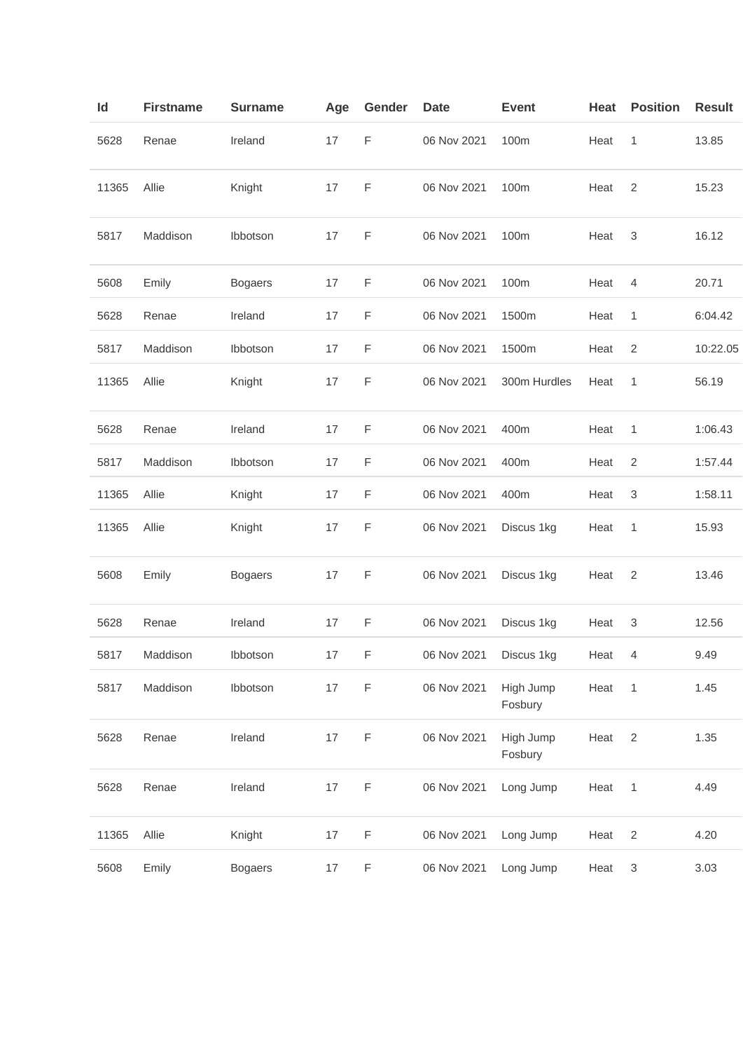| Id | Firstname | Surname | Age | Gender | Date | Event | Heat | Position | Result |
|---|---|---|---|---|---|---|---|---|---|
| 5628 | Renae | Ireland | 17 | F | 06 Nov 2021 | 100m | Heat | 1 | 13.85 |
| 11365 | Allie | Knight | 17 | F | 06 Nov 2021 | 100m | Heat | 2 | 15.23 |
| 5817 | Maddison | Ibbotson | 17 | F | 06 Nov 2021 | 100m | Heat | 3 | 16.12 |
| 5608 | Emily | Bogaers | 17 | F | 06 Nov 2021 | 100m | Heat | 4 | 20.71 |
| 5628 | Renae | Ireland | 17 | F | 06 Nov 2021 | 1500m | Heat | 1 | 6:04.42 |
| 5817 | Maddison | Ibbotson | 17 | F | 06 Nov 2021 | 1500m | Heat | 2 | 10:22.05 |
| 11365 | Allie | Knight | 17 | F | 06 Nov 2021 | 300m Hurdles | Heat | 1 | 56.19 |
| 5628 | Renae | Ireland | 17 | F | 06 Nov 2021 | 400m | Heat | 1 | 1:06.43 |
| 5817 | Maddison | Ibbotson | 17 | F | 06 Nov 2021 | 400m | Heat | 2 | 1:57.44 |
| 11365 | Allie | Knight | 17 | F | 06 Nov 2021 | 400m | Heat | 3 | 1:58.11 |
| 11365 | Allie | Knight | 17 | F | 06 Nov 2021 | Discus 1kg | Heat | 1 | 15.93 |
| 5608 | Emily | Bogaers | 17 | F | 06 Nov 2021 | Discus 1kg | Heat | 2 | 13.46 |
| 5628 | Renae | Ireland | 17 | F | 06 Nov 2021 | Discus 1kg | Heat | 3 | 12.56 |
| 5817 | Maddison | Ibbotson | 17 | F | 06 Nov 2021 | Discus 1kg | Heat | 4 | 9.49 |
| 5817 | Maddison | Ibbotson | 17 | F | 06 Nov 2021 | High Jump Fosbury | Heat | 1 | 1.45 |
| 5628 | Renae | Ireland | 17 | F | 06 Nov 2021 | High Jump Fosbury | Heat | 2 | 1.35 |
| 5628 | Renae | Ireland | 17 | F | 06 Nov 2021 | Long Jump | Heat | 1 | 4.49 |
| 11365 | Allie | Knight | 17 | F | 06 Nov 2021 | Long Jump | Heat | 2 | 4.20 |
| 5608 | Emily | Bogaers | 17 | F | 06 Nov 2021 | Long Jump | Heat | 3 | 3.03 |